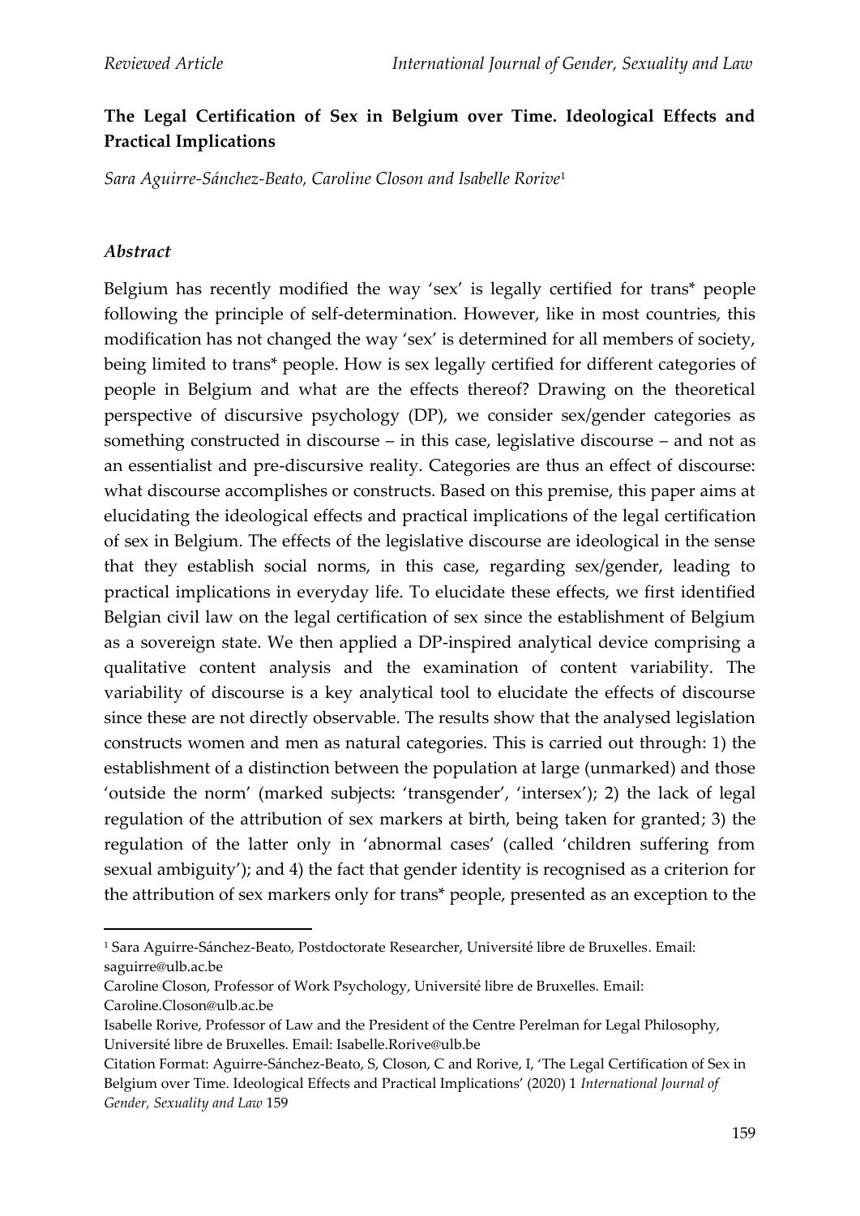## The Legal Certification of Sex in Belgium over Time. Ideological Effects and Practical Implications

*Sara Aguirre-Sánchez-Beato, Caroline Closon and Isabelle Rorive*[1]

### *Abstract*

Belgium has recently modified the way 'sex' is legally certified for trans* people following the principle of self-determination. However, like in most countries, this modification has not changed the way 'sex' is determined for all members of society, being limited to trans* people. How is sex legally certified for different categories of people in Belgium and what are the effects thereof? Drawing on the theoretical perspective of discursive psychology (DP), we consider sex/gender categories as something constructed in discourse – in this case, legislative discourse – and not as an essentialist and pre-discursive reality. Categories are thus an effect of discourse: what discourse accomplishes or constructs. Based on this premise, this paper aims at elucidating the ideological effects and practical implications of the legal certification of sex in Belgium. The effects of the legislative discourse are ideological in the sense that they establish social norms, in this case, regarding sex/gender, leading to practical implications in everyday life. To elucidate these effects, we first identified Belgian civil law on the legal certification of sex since the establishment of Belgium as a sovereign state. We then applied a DP-inspired analytical device comprising a qualitative content analysis and the examination of content variability. The variability of discourse is a key analytical tool to elucidate the effects of discourse since these are not directly observable. The results show that the analysed legislation constructs women and men as natural categories. This is carried out through: 1) the establishment of a distinction between the population at large (unmarked) and those 'outside the norm' (marked subjects: 'transgender', 'intersex'); 2) the lack of legal regulation of the attribution of sex markers at birth, being taken for granted; 3) the regulation of the latter only in 'abnormal cases' (called 'children suffering from sexual ambiguity'); and 4) the fact that gender identity is recognised as a criterion for the attribution of sex markers only for trans* people, presented as an exception to the

---

[1] Sara Aguirre-Sánchez-Beato, Postdoctorate Researcher, Université libre de Bruxelles. Email: saguirre@ulb.ac.be

Caroline Closon, Professor of Work Psychology, Université libre de Bruxelles. Email: Caroline.Closon@ulb.ac.be

Isabelle Rorive, Professor of Law and the President of the Centre Perelman for Legal Philosophy, Université libre de Bruxelles. Email: Isabelle.Rorive@ulb.be

Citation Format: Aguirre-Sánchez-Beato, S, Closon, C and Rorive, I, 'The Legal Certification of Sex in Belgium over Time. Ideological Effects and Practical Implications' (2020) 1 *International Journal of Gender, Sexuality and Law* 159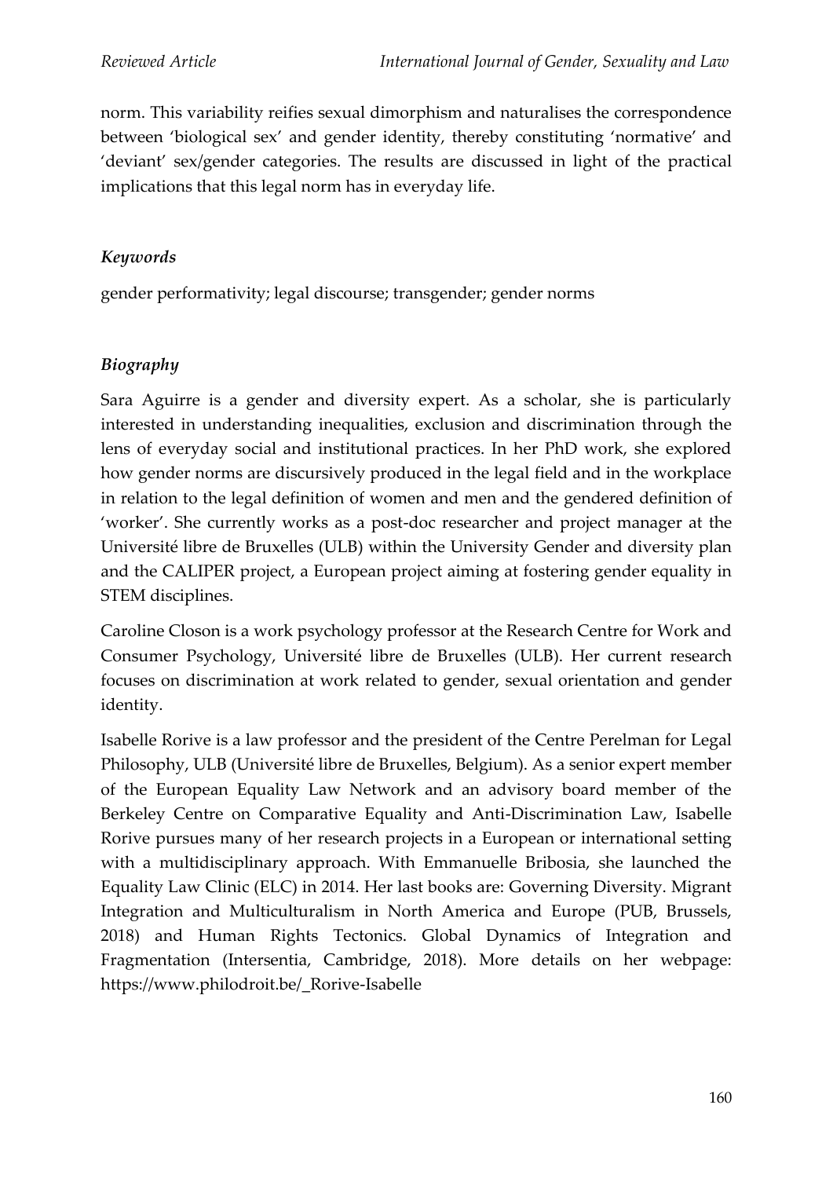norm. This variability reifies sexual dimorphism and naturalises the correspondence between 'biological sex' and gender identity, thereby constituting 'normative' and 'deviant' sex/gender categories. The results are discussed in light of the practical implications that this legal norm has in everyday life.

### *Keywords*

gender performativity; legal discourse; transgender; gender norms

### *Biography*

Sara Aguirre is a gender and diversity expert. As a scholar, she is particularly interested in understanding inequalities, exclusion and discrimination through the lens of everyday social and institutional practices. In her PhD work, she explored how gender norms are discursively produced in the legal field and in the workplace in relation to the legal definition of women and men and the gendered definition of 'worker'. She currently works as a post-doc researcher and project manager at the Université libre de Bruxelles (ULB) within the University Gender and diversity plan and the CALIPER project, a European project aiming at fostering gender equality in STEM disciplines.

Caroline Closon is a work psychology professor at the Research Centre for Work and Consumer Psychology, Université libre de Bruxelles (ULB). Her current research focuses on discrimination at work related to gender, sexual orientation and gender identity.

Isabelle Rorive is a law professor and the president of the Centre Perelman for Legal Philosophy, ULB (Université libre de Bruxelles, Belgium). As a senior expert member of the European Equality Law Network and an advisory board member of the Berkeley Centre on Comparative Equality and Anti-Discrimination Law, Isabelle Rorive pursues many of her research projects in a European or international setting with a multidisciplinary approach. With Emmanuelle Bribosia, she launched the Equality Law Clinic (ELC) in 2014. Her last books are: Governing Diversity. Migrant Integration and Multiculturalism in North America and Europe (PUB, Brussels, 2018) and Human Rights Tectonics. Global Dynamics of Integration and Fragmentation (Intersentia, Cambridge, 2018). More details on her webpage: https://www.philodroit.be/_Rorive-Isabelle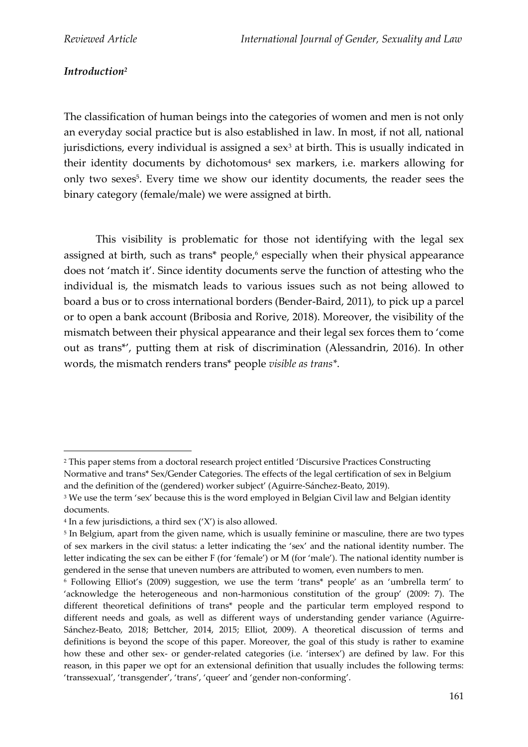### *Introduction*[2]

The classification of human beings into the categories of women and men is not only an everyday social practice but is also established in law. In most, if not all, national jurisdictions, every individual is assigned a sex[3] at birth. This is usually indicated in their identity documents by dichotomous[4] sex markers, i.e. markers allowing for only two sexes[5]. Every time we show our identity documents, the reader sees the binary category (female/male) we were assigned at birth.

This visibility is problematic for those not identifying with the legal sex assigned at birth, such as trans* people,[6] especially when their physical appearance does not 'match it'. Since identity documents serve the function of attesting who the individual is, the mismatch leads to various issues such as not being allowed to board a bus or to cross international borders (Bender-Baird, 2011), to pick up a parcel or to open a bank account (Bribosia and Rorive, 2018). Moreover, the visibility of the mismatch between their physical appearance and their legal sex forces them to 'come out as trans*', putting them at risk of discrimination (Alessandrin, 2016). In other words, the mismatch renders trans* people *visible as trans**.

---

[2] This paper stems from a doctoral research project entitled 'Discursive Practices Constructing Normative and trans* Sex/Gender Categories. The effects of the legal certification of sex in Belgium and the definition of the (gendered) worker subject' (Aguirre-Sánchez-Beato, 2019).

[3] We use the term 'sex' because this is the word employed in Belgian Civil law and Belgian identity documents.

[4] In a few jurisdictions, a third sex ('X') is also allowed.

[5] In Belgium, apart from the given name, which is usually feminine or masculine, there are two types of sex markers in the civil status: a letter indicating the 'sex' and the national identity number. The letter indicating the sex can be either F (for 'female') or M (for 'male'). The national identity number is gendered in the sense that uneven numbers are attributed to women, even numbers to men.

[6] Following Elliot's (2009) suggestion, we use the term 'trans* people' as an 'umbrella term' to 'acknowledge the heterogeneous and non-harmonious constitution of the group' (2009: 7). The different theoretical definitions of trans* people and the particular term employed respond to different needs and goals, as well as different ways of understanding gender variance (Aguirre-Sánchez-Beato, 2018; Bettcher, 2014, 2015; Elliot, 2009). A theoretical discussion of terms and definitions is beyond the scope of this paper. Moreover, the goal of this study is rather to examine how these and other sex- or gender-related categories (i.e. 'intersex') are defined by law. For this reason, in this paper we opt for an extensional definition that usually includes the following terms: 'transsexual', 'transgender', 'trans', 'queer' and 'gender non-conforming'.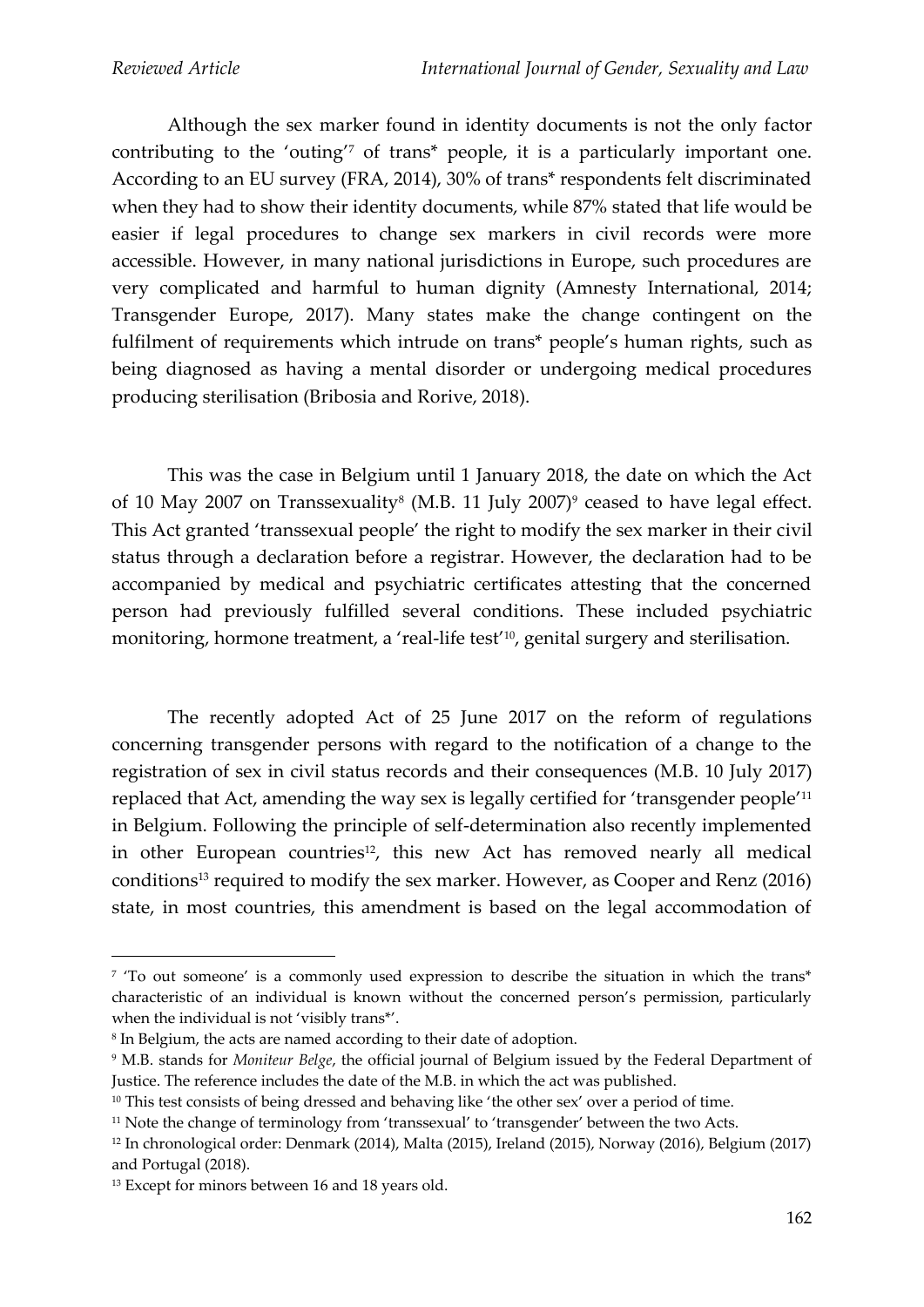Although the sex marker found in identity documents is not the only factor contributing to the 'outing'[7] of trans* people, it is a particularly important one. According to an EU survey (FRA, 2014), 30% of trans* respondents felt discriminated when they had to show their identity documents, while 87% stated that life would be easier if legal procedures to change sex markers in civil records were more accessible. However, in many national jurisdictions in Europe, such procedures are very complicated and harmful to human dignity (Amnesty International, 2014; Transgender Europe, 2017). Many states make the change contingent on the fulfilment of requirements which intrude on trans* people's human rights, such as being diagnosed as having a mental disorder or undergoing medical procedures producing sterilisation (Bribosia and Rorive, 2018).

This was the case in Belgium until 1 January 2018, the date on which the Act of 10 May 2007 on Transsexuality[8] (M.B. 11 July 2007)[9] ceased to have legal effect. This Act granted 'transsexual people' the right to modify the sex marker in their civil status through a declaration before a registrar. However, the declaration had to be accompanied by medical and psychiatric certificates attesting that the concerned person had previously fulfilled several conditions. These included psychiatric monitoring, hormone treatment, a 'real-life test'[10], genital surgery and sterilisation.

The recently adopted Act of 25 June 2017 on the reform of regulations concerning transgender persons with regard to the notification of a change to the registration of sex in civil status records and their consequences (M.B. 10 July 2017) replaced that Act, amending the way sex is legally certified for 'transgender people'[11] in Belgium. Following the principle of self-determination also recently implemented in other European countries[12], this new Act has removed nearly all medical conditions[13] required to modify the sex marker. However, as Cooper and Renz (2016) state, in most countries, this amendment is based on the legal accommodation of

---

[7] 'To out someone' is a commonly used expression to describe the situation in which the trans* characteristic of an individual is known without the concerned person's permission, particularly when the individual is not 'visibly trans*'.

[8] In Belgium, the acts are named according to their date of adoption.

[9] M.B. stands for *Moniteur Belge*, the official journal of Belgium issued by the Federal Department of Justice. The reference includes the date of the M.B. in which the act was published.

[10] This test consists of being dressed and behaving like 'the other sex' over a period of time.

[11] Note the change of terminology from 'transsexual' to 'transgender' between the two Acts.

[12] In chronological order: Denmark (2014), Malta (2015), Ireland (2015), Norway (2016), Belgium (2017) and Portugal (2018).

[13] Except for minors between 16 and 18 years old.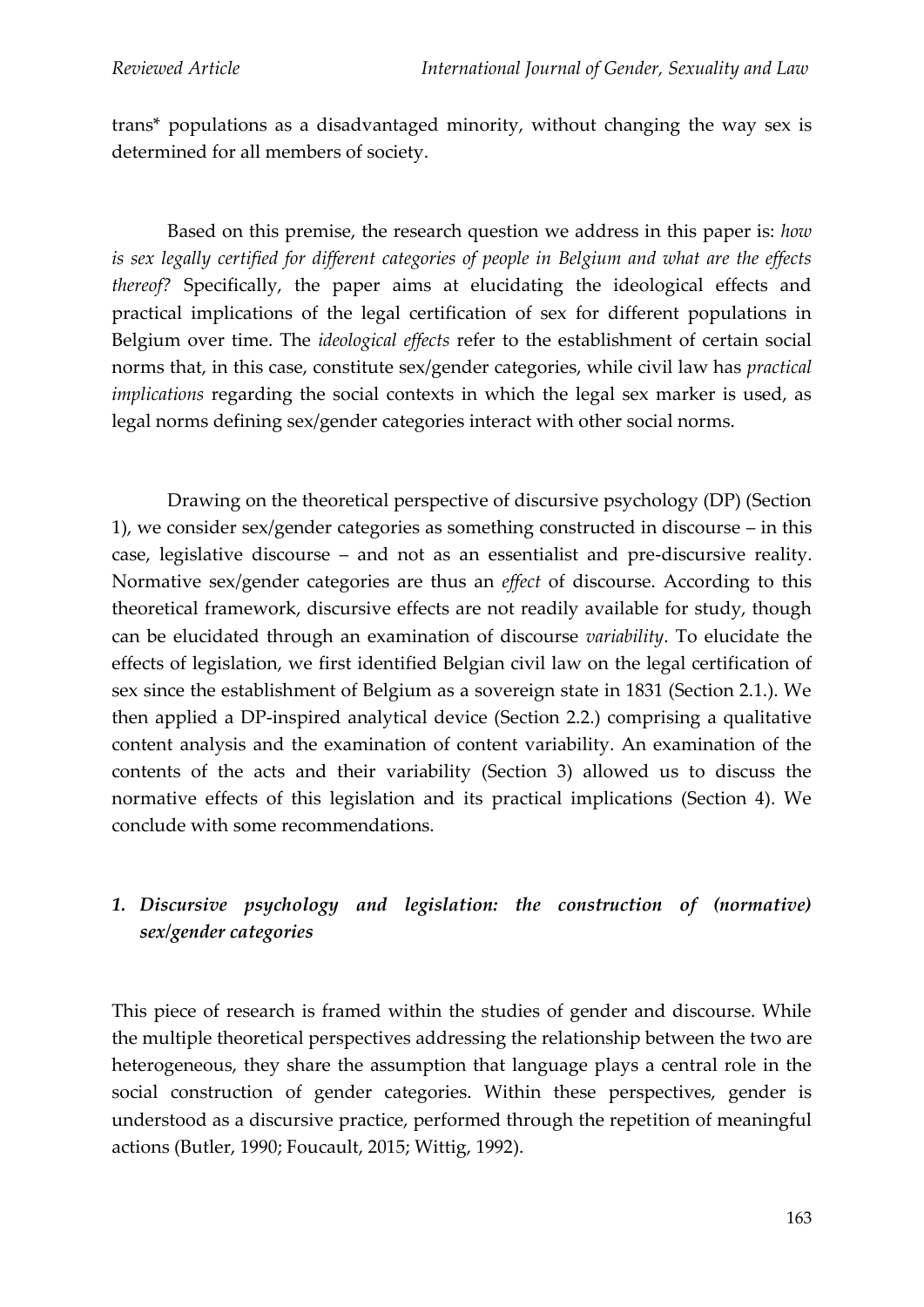trans* populations as a disadvantaged minority, without changing the way sex is determined for all members of society.

Based on this premise, the research question we address in this paper is: *how is sex legally certified for different categories of people in Belgium and what are the effects thereof?* Specifically, the paper aims at elucidating the ideological effects and practical implications of the legal certification of sex for different populations in Belgium over time. The *ideological effects* refer to the establishment of certain social norms that, in this case, constitute sex/gender categories, while civil law has *practical implications* regarding the social contexts in which the legal sex marker is used, as legal norms defining sex/gender categories interact with other social norms.

Drawing on the theoretical perspective of discursive psychology (DP) (Section 1), we consider sex/gender categories as something constructed in discourse – in this case, legislative discourse – and not as an essentialist and pre-discursive reality. Normative sex/gender categories are thus an *effect* of discourse. According to this theoretical framework, discursive effects are not readily available for study, though can be elucidated through an examination of discourse *variability*. To elucidate the effects of legislation, we first identified Belgian civil law on the legal certification of sex since the establishment of Belgium as a sovereign state in 1831 (Section 2.1.). We then applied a DP-inspired analytical device (Section 2.2.) comprising a qualitative content analysis and the examination of content variability. An examination of the contents of the acts and their variability (Section 3) allowed us to discuss the normative effects of this legislation and its practical implications (Section 4). We conclude with some recommendations.

## *1. Discursive psychology and legislation: the construction of (normative) sex/gender categories*

This piece of research is framed within the studies of gender and discourse. While the multiple theoretical perspectives addressing the relationship between the two are heterogeneous, they share the assumption that language plays a central role in the social construction of gender categories. Within these perspectives, gender is understood as a discursive practice, performed through the repetition of meaningful actions (Butler, 1990; Foucault, 2015; Wittig, 1992).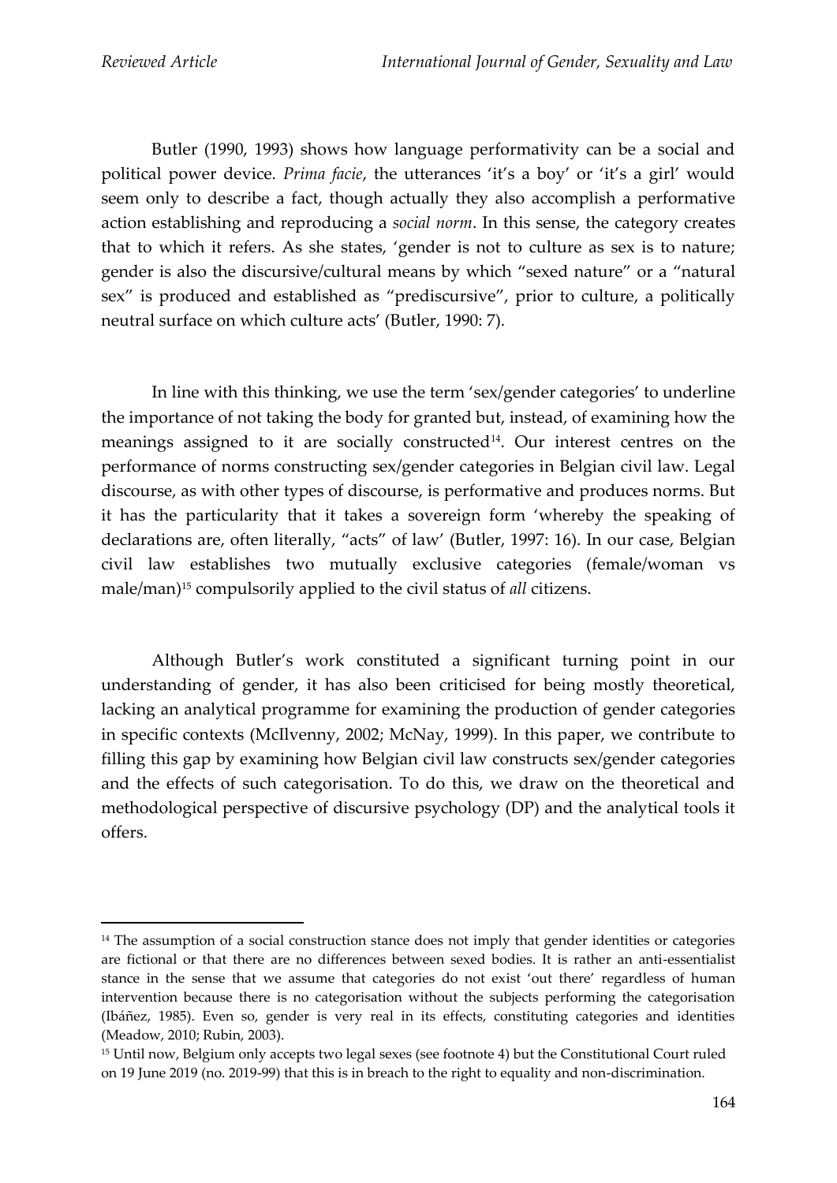Butler (1990, 1993) shows how language performativity can be a social and political power device. *Prima facie*, the utterances 'it's a boy' or 'it's a girl' would seem only to describe a fact, though actually they also accomplish a performative action establishing and reproducing a *social norm*. In this sense, the category creates that to which it refers. As she states, 'gender is not to culture as sex is to nature; gender is also the discursive/cultural means by which "sexed nature" or a "natural sex" is produced and established as "prediscursive", prior to culture, a politically neutral surface on which culture acts' (Butler, 1990: 7).

In line with this thinking, we use the term 'sex/gender categories' to underline the importance of not taking the body for granted but, instead, of examining how the meanings assigned to it are socially constructed[14]. Our interest centres on the performance of norms constructing sex/gender categories in Belgian civil law. Legal discourse, as with other types of discourse, is performative and produces norms. But it has the particularity that it takes a sovereign form 'whereby the speaking of declarations are, often literally, "acts" of law' (Butler, 1997: 16). In our case, Belgian civil law establishes two mutually exclusive categories (female/woman vs male/man)[15] compulsorily applied to the civil status of *all* citizens.

Although Butler's work constituted a significant turning point in our understanding of gender, it has also been criticised for being mostly theoretical, lacking an analytical programme for examining the production of gender categories in specific contexts (McIlvenny, 2002; McNay, 1999). In this paper, we contribute to filling this gap by examining how Belgian civil law constructs sex/gender categories and the effects of such categorisation. To do this, we draw on the theoretical and methodological perspective of discursive psychology (DP) and the analytical tools it offers.

---

[14] The assumption of a social construction stance does not imply that gender identities or categories are fictional or that there are no differences between sexed bodies. It is rather an anti-essentialist stance in the sense that we assume that categories do not exist 'out there' regardless of human intervention because there is no categorisation without the subjects performing the categorisation (Ibáñez, 1985). Even so, gender is very real in its effects, constituting categories and identities (Meadow, 2010; Rubin, 2003).

[15] Until now, Belgium only accepts two legal sexes (see footnote 4) but the Constitutional Court ruled on 19 June 2019 (no. 2019-99) that this is in breach to the right to equality and non-discrimination.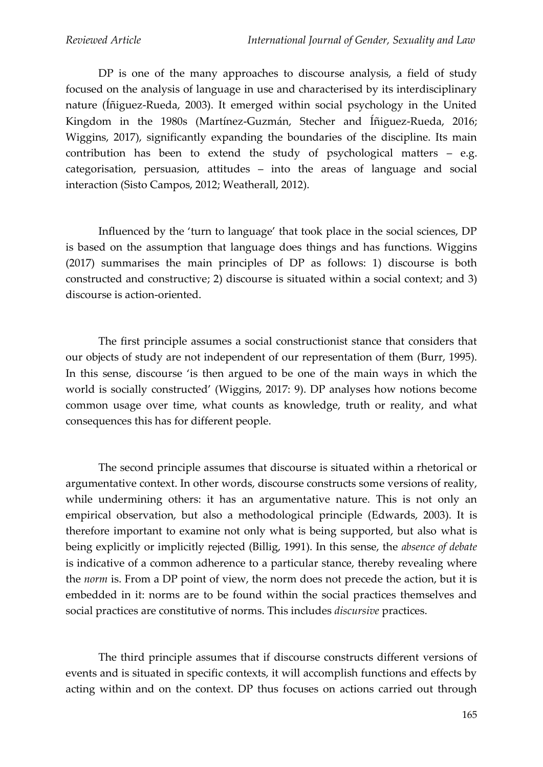DP is one of the many approaches to discourse analysis, a field of study focused on the analysis of language in use and characterised by its interdisciplinary nature (Íñiguez-Rueda, 2003). It emerged within social psychology in the United Kingdom in the 1980s (Martínez-Guzmán, Stecher and Íñiguez-Rueda, 2016; Wiggins, 2017), significantly expanding the boundaries of the discipline. Its main contribution has been to extend the study of psychological matters – e.g. categorisation, persuasion, attitudes – into the areas of language and social interaction (Sisto Campos, 2012; Weatherall, 2012).

Influenced by the 'turn to language' that took place in the social sciences, DP is based on the assumption that language does things and has functions. Wiggins (2017) summarises the main principles of DP as follows: 1) discourse is both constructed and constructive; 2) discourse is situated within a social context; and 3) discourse is action-oriented.

The first principle assumes a social constructionist stance that considers that our objects of study are not independent of our representation of them (Burr, 1995). In this sense, discourse 'is then argued to be one of the main ways in which the world is socially constructed' (Wiggins, 2017: 9). DP analyses how notions become common usage over time, what counts as knowledge, truth or reality, and what consequences this has for different people.

The second principle assumes that discourse is situated within a rhetorical or argumentative context. In other words, discourse constructs some versions of reality, while undermining others: it has an argumentative nature. This is not only an empirical observation, but also a methodological principle (Edwards, 2003). It is therefore important to examine not only what is being supported, but also what is being explicitly or implicitly rejected (Billig, 1991). In this sense, the *absence of debate* is indicative of a common adherence to a particular stance, thereby revealing where the *norm* is. From a DP point of view, the norm does not precede the action, but it is embedded in it: norms are to be found within the social practices themselves and social practices are constitutive of norms. This includes *discursive* practices.

The third principle assumes that if discourse constructs different versions of events and is situated in specific contexts, it will accomplish functions and effects by acting within and on the context. DP thus focuses on actions carried out through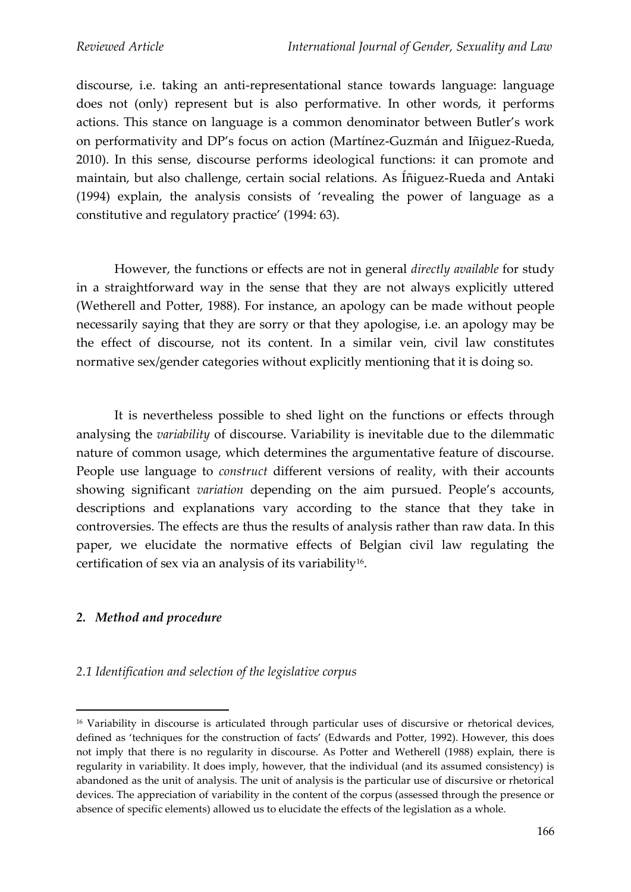discourse, i.e. taking an anti-representational stance towards language: language does not (only) represent but is also performative. In other words, it performs actions. This stance on language is a common denominator between Butler's work on performativity and DP's focus on action (Martínez-Guzmán and Iñiguez-Rueda, 2010). In this sense, discourse performs ideological functions: it can promote and maintain, but also challenge, certain social relations. As Íñiguez-Rueda and Antaki (1994) explain, the analysis consists of 'revealing the power of language as a constitutive and regulatory practice' (1994: 63).

However, the functions or effects are not in general *directly available* for study in a straightforward way in the sense that they are not always explicitly uttered (Wetherell and Potter, 1988). For instance, an apology can be made without people necessarily saying that they are sorry or that they apologise, i.e. an apology may be the effect of discourse, not its content. In a similar vein, civil law constitutes normative sex/gender categories without explicitly mentioning that it is doing so.

It is nevertheless possible to shed light on the functions or effects through analysing the *variability* of discourse. Variability is inevitable due to the dilemmatic nature of common usage, which determines the argumentative feature of discourse. People use language to *construct* different versions of reality, with their accounts showing significant *variation* depending on the aim pursued. People's accounts, descriptions and explanations vary according to the stance that they take in controversies. The effects are thus the results of analysis rather than raw data. In this paper, we elucidate the normative effects of Belgian civil law regulating the certification of sex via an analysis of its variability[16].

## *2. Method and procedure*

### *2.1 Identification and selection of the legislative corpus*

[16] Variability in discourse is articulated through particular uses of discursive or rhetorical devices, defined as 'techniques for the construction of facts' (Edwards and Potter, 1992). However, this does not imply that there is no regularity in discourse. As Potter and Wetherell (1988) explain, there is regularity in variability. It does imply, however, that the individual (and its assumed consistency) is abandoned as the unit of analysis. The unit of analysis is the particular use of discursive or rhetorical devices. The appreciation of variability in the content of the corpus (assessed through the presence or absence of specific elements) allowed us to elucidate the effects of the legislation as a whole.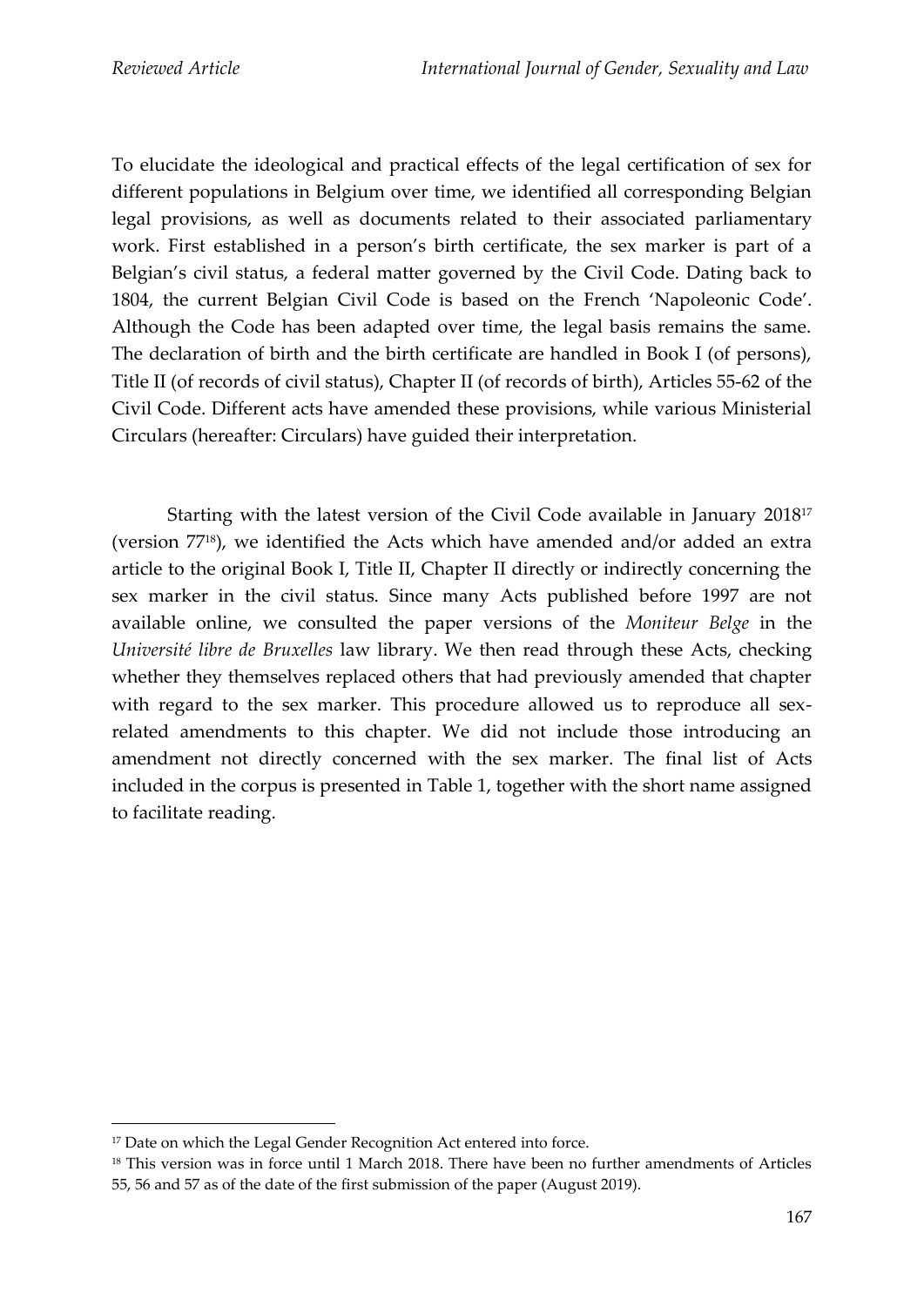To elucidate the ideological and practical effects of the legal certification of sex for different populations in Belgium over time, we identified all corresponding Belgian legal provisions, as well as documents related to their associated parliamentary work. First established in a person's birth certificate, the sex marker is part of a Belgian's civil status, a federal matter governed by the Civil Code. Dating back to 1804, the current Belgian Civil Code is based on the French 'Napoleonic Code'. Although the Code has been adapted over time, the legal basis remains the same. The declaration of birth and the birth certificate are handled in Book I (of persons), Title II (of records of civil status), Chapter II (of records of birth), Articles 55-62 of the Civil Code. Different acts have amended these provisions, while various Ministerial Circulars (hereafter: Circulars) have guided their interpretation.

Starting with the latest version of the Civil Code available in January 2018[17] (version 77[18]), we identified the Acts which have amended and/or added an extra article to the original Book I, Title II, Chapter II directly or indirectly concerning the sex marker in the civil status. Since many Acts published before 1997 are not available online, we consulted the paper versions of the *Moniteur Belge* in the *Université libre de Bruxelles* law library. We then read through these Acts, checking whether they themselves replaced others that had previously amended that chapter with regard to the sex marker. This procedure allowed us to reproduce all sex-related amendments to this chapter. We did not include those introducing an amendment not directly concerned with the sex marker. The final list of Acts included in the corpus is presented in Table 1, together with the short name assigned to facilitate reading.

[17] Date on which the Legal Gender Recognition Act entered into force.

[18] This version was in force until 1 March 2018. There have been no further amendments of Articles 55, 56 and 57 as of the date of the first submission of the paper (August 2019).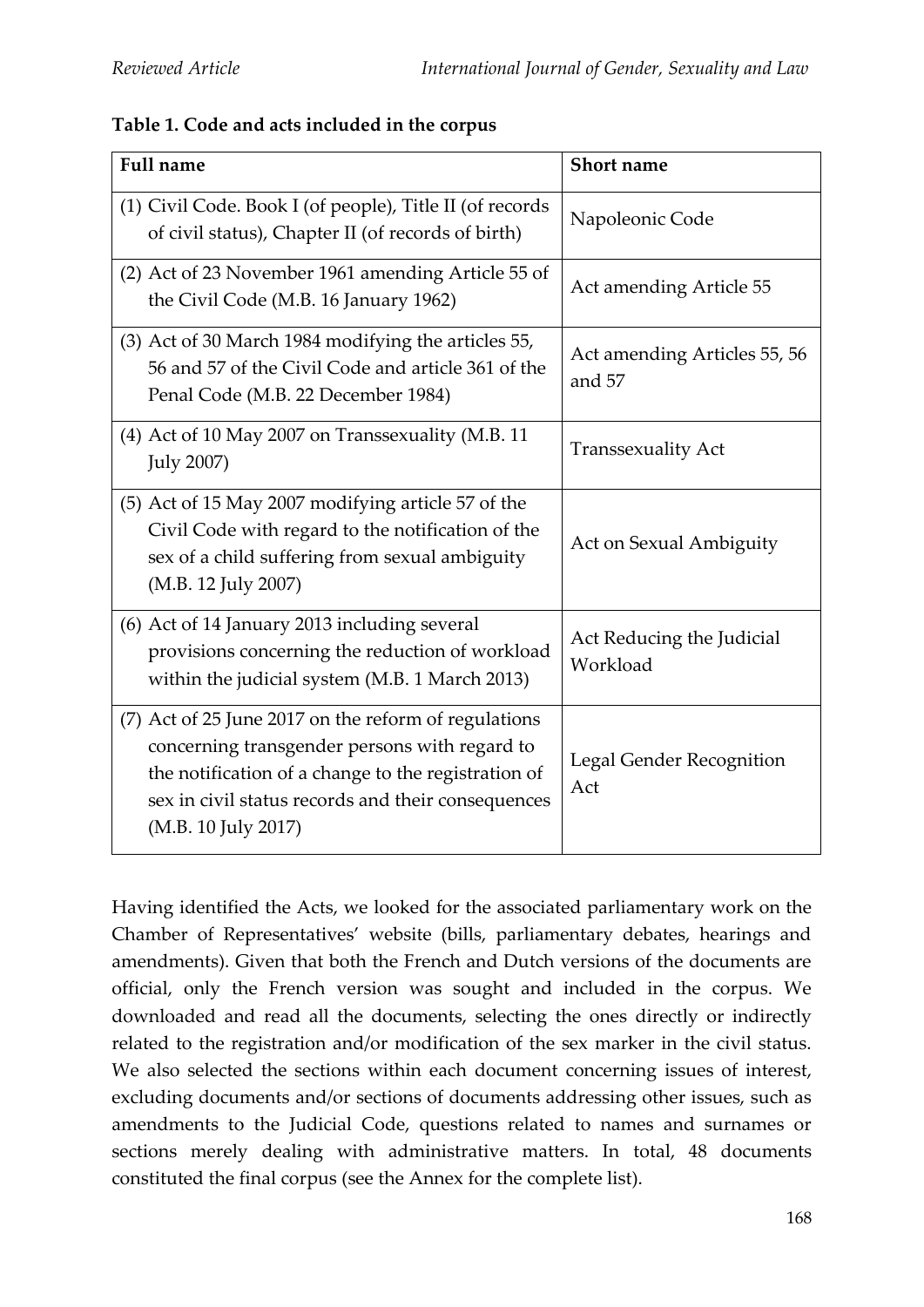**Table 1. Code and acts included in the corpus**

| Full name | Short name |
|---|---|
| (1) Civil Code. Book I (of people), Title II (of records of civil status), Chapter II (of records of birth) | Napoleonic Code |
| (2) Act of 23 November 1961 amending Article 55 of the Civil Code (M.B. 16 January 1962) | Act amending Article 55 |
| (3) Act of 30 March 1984 modifying the articles 55, 56 and 57 of the Civil Code and article 361 of the Penal Code (M.B. 22 December 1984) | Act amending Articles 55, 56 and 57 |
| (4) Act of 10 May 2007 on Transsexuality (M.B. 11 July 2007) | Transsexuality Act |
| (5) Act of 15 May 2007 modifying article 57 of the Civil Code with regard to the notification of the sex of a child suffering from sexual ambiguity (M.B. 12 July 2007) | Act on Sexual Ambiguity |
| (6) Act of 14 January 2013 including several provisions concerning the reduction of workload within the judicial system (M.B. 1 March 2013) | Act Reducing the Judicial Workload |
| (7) Act of 25 June 2017 on the reform of regulations concerning transgender persons with regard to the notification of a change to the registration of sex in civil status records and their consequences (M.B. 10 July 2017) | Legal Gender Recognition Act |

Having identified the Acts, we looked for the associated parliamentary work on the Chamber of Representatives' website (bills, parliamentary debates, hearings and amendments). Given that both the French and Dutch versions of the documents are official, only the French version was sought and included in the corpus. We downloaded and read all the documents, selecting the ones directly or indirectly related to the registration and/or modification of the sex marker in the civil status. We also selected the sections within each document concerning issues of interest, excluding documents and/or sections of documents addressing other issues, such as amendments to the Judicial Code, questions related to names and surnames or sections merely dealing with administrative matters. In total, 48 documents constituted the final corpus (see the Annex for the complete list).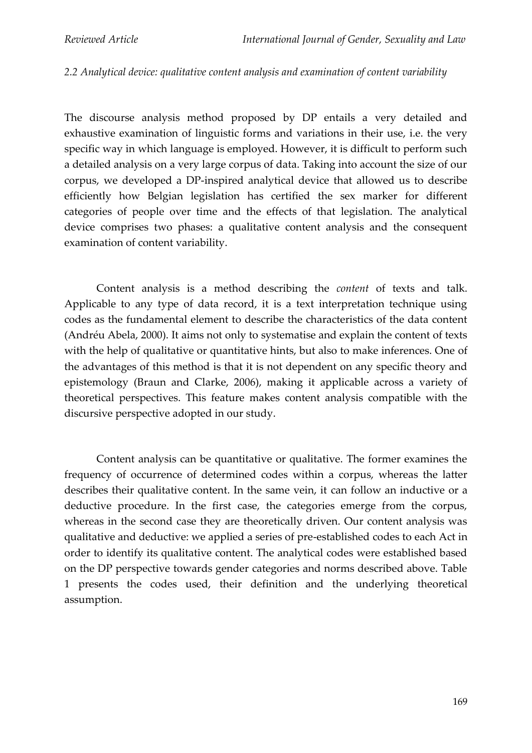*2.2 Analytical device: qualitative content analysis and examination of content variability*

The discourse analysis method proposed by DP entails a very detailed and exhaustive examination of linguistic forms and variations in their use, i.e. the very specific way in which language is employed. However, it is difficult to perform such a detailed analysis on a very large corpus of data. Taking into account the size of our corpus, we developed a DP-inspired analytical device that allowed us to describe efficiently how Belgian legislation has certified the sex marker for different categories of people over time and the effects of that legislation. The analytical device comprises two phases: a qualitative content analysis and the consequent examination of content variability.

Content analysis is a method describing the *content* of texts and talk. Applicable to any type of data record, it is a text interpretation technique using codes as the fundamental element to describe the characteristics of the data content (Andréu Abela, 2000). It aims not only to systematise and explain the content of texts with the help of qualitative or quantitative hints, but also to make inferences. One of the advantages of this method is that it is not dependent on any specific theory and epistemology (Braun and Clarke, 2006), making it applicable across a variety of theoretical perspectives. This feature makes content analysis compatible with the discursive perspective adopted in our study.

Content analysis can be quantitative or qualitative. The former examines the frequency of occurrence of determined codes within a corpus, whereas the latter describes their qualitative content. In the same vein, it can follow an inductive or a deductive procedure. In the first case, the categories emerge from the corpus, whereas in the second case they are theoretically driven. Our content analysis was qualitative and deductive: we applied a series of pre-established codes to each Act in order to identify its qualitative content. The analytical codes were established based on the DP perspective towards gender categories and norms described above. Table 1 presents the codes used, their definition and the underlying theoretical assumption.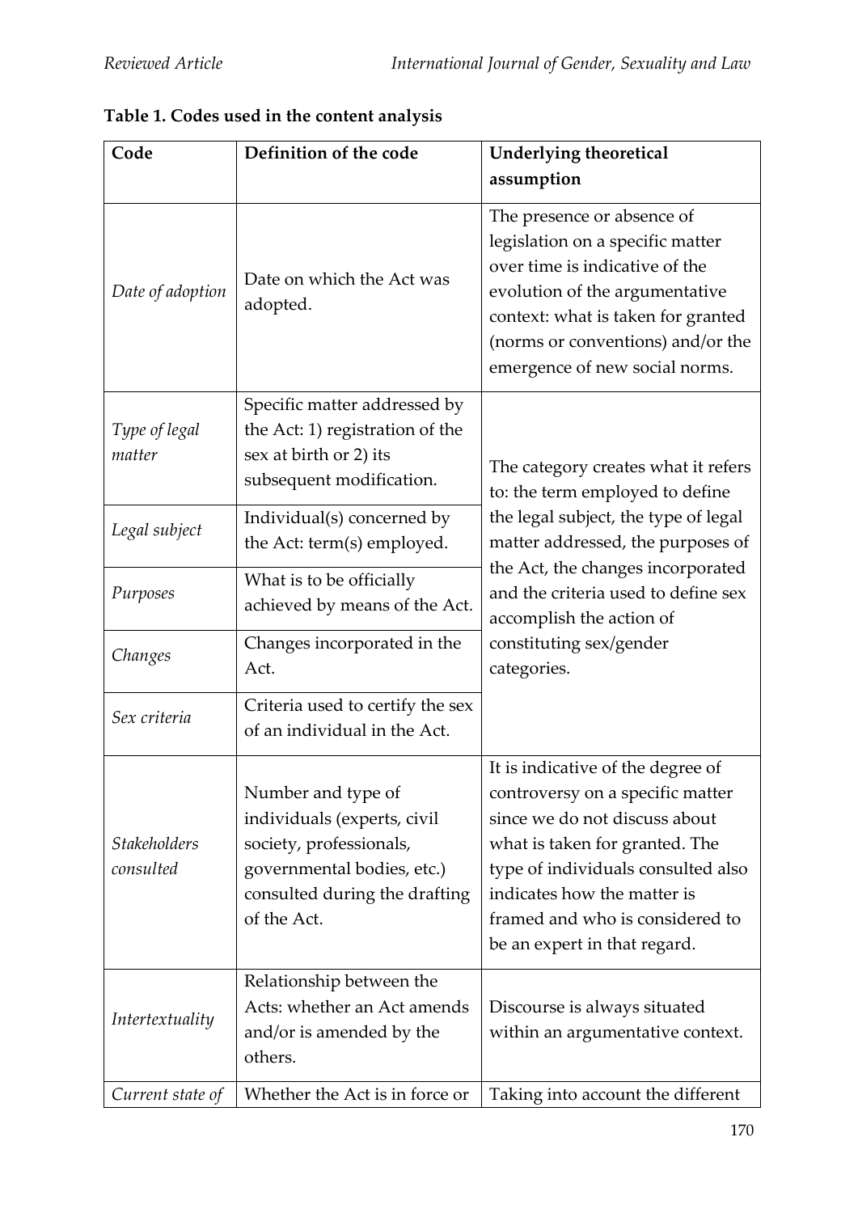**Table 1. Codes used in the content analysis**

| Code | Definition of the code | Underlying theoretical assumption |
|---|---|---|
| *Date of adoption* | Date on which the Act was adopted. | The presence or absence of legislation on a specific matter over time is indicative of the evolution of the argumentative context: what is taken for granted (norms or conventions) and/or the emergence of new social norms. |
| *Type of legal matter* | Specific matter addressed by the Act: 1) registration of the sex at birth or 2) its subsequent modification. | The category creates what it refers to: the term employed to define the legal subject, the type of legal matter addressed, the purposes of the Act, the changes incorporated and the criteria used to define sex accomplish the action of constituting sex/gender categories. |
| *Legal subject* | Individual(s) concerned by the Act: term(s) employed. | |
| *Purposes* | What is to be officially achieved by means of the Act. | |
| *Changes* | Changes incorporated in the Act. | |
| *Sex criteria* | Criteria used to certify the sex of an individual in the Act. | |
| *Stakeholders consulted* | Number and type of individuals (experts, civil society, professionals, governmental bodies, etc.) consulted during the drafting of the Act. | It is indicative of the degree of controversy on a specific matter since we do not discuss about what is taken for granted. The type of individuals consulted also indicates how the matter is framed and who is considered to be an expert in that regard. |
| *Intertextuality* | Relationship between the Acts: whether an Act amends and/or is amended by the others. | Discourse is always situated within an argumentative context. |
| *Current state of* | Whether the Act is in force or | Taking into account the different |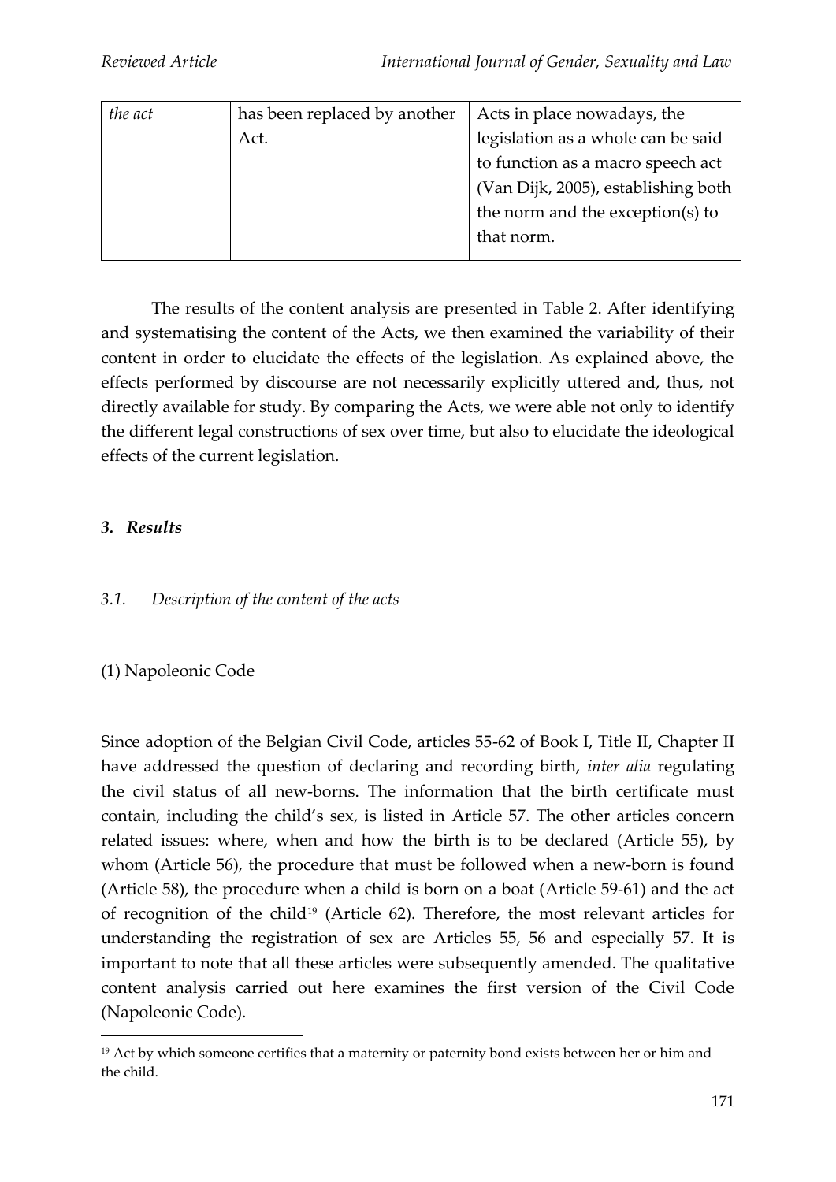| *the act* | has been replaced by another Act. | Acts in place nowadays, the legislation as a whole can be said to function as a macro speech act (Van Dijk, 2005), establishing both the norm and the exception(s) to that norm. |
|---|---|---|

The results of the content analysis are presented in Table 2. After identifying and systematising the content of the Acts, we then examined the variability of their content in order to elucidate the effects of the legislation. As explained above, the effects performed by discourse are not necessarily explicitly uttered and, thus, not directly available for study. By comparing the Acts, we were able not only to identify the different legal constructions of sex over time, but also to elucidate the ideological effects of the current legislation.

### *3. Results*

#### *3.1. Description of the content of the acts*

(1) Napoleonic Code

Since adoption of the Belgian Civil Code, articles 55-62 of Book I, Title II, Chapter II have addressed the question of declaring and recording birth, *inter alia* regulating the civil status of all new-borns. The information that the birth certificate must contain, including the child's sex, is listed in Article 57. The other articles concern related issues: where, when and how the birth is to be declared (Article 55), by whom (Article 56), the procedure that must be followed when a new-born is found (Article 58), the procedure when a child is born on a boat (Article 59-61) and the act of recognition of the child[19] (Article 62). Therefore, the most relevant articles for understanding the registration of sex are Articles 55, 56 and especially 57. It is important to note that all these articles were subsequently amended. The qualitative content analysis carried out here examines the first version of the Civil Code (Napoleonic Code).

[19] Act by which someone certifies that a maternity or paternity bond exists between her or him and the child.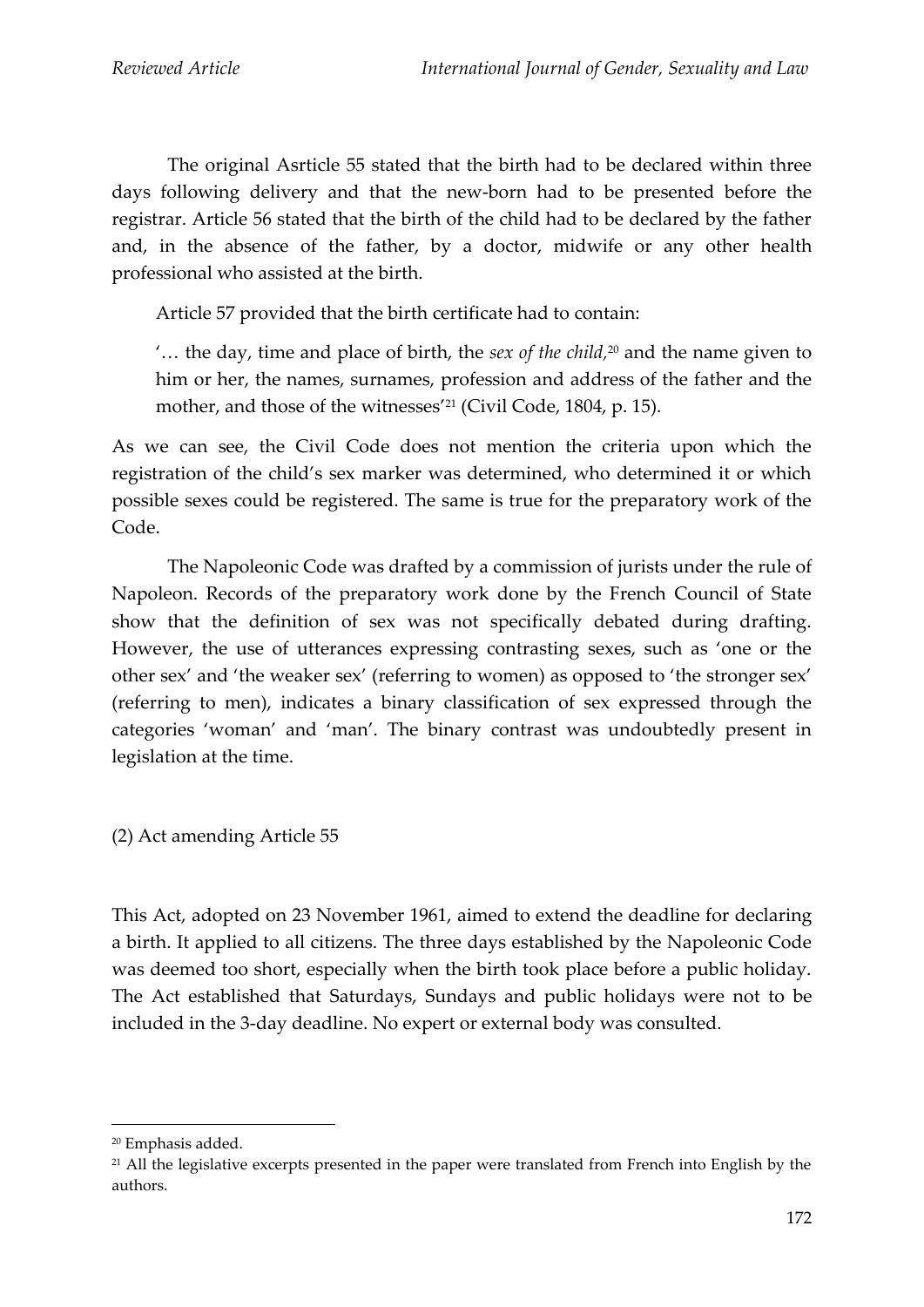The original Asrticle 55 stated that the birth had to be declared within three days following delivery and that the new-born had to be presented before the registrar. Article 56 stated that the birth of the child had to be declared by the father and, in the absence of the father, by a doctor, midwife or any other health professional who assisted at the birth.

Article 57 provided that the birth certificate had to contain:

> '… the day, time and place of birth, the *sex of the child,*[20] and the name given to him or her, the names, surnames, profession and address of the father and the mother, and those of the witnesses'[21] (Civil Code, 1804, p. 15).

As we can see, the Civil Code does not mention the criteria upon which the registration of the child's sex marker was determined, who determined it or which possible sexes could be registered. The same is true for the preparatory work of the Code.

The Napoleonic Code was drafted by a commission of jurists under the rule of Napoleon. Records of the preparatory work done by the French Council of State show that the definition of sex was not specifically debated during drafting. However, the use of utterances expressing contrasting sexes, such as 'one or the other sex' and 'the weaker sex' (referring to women) as opposed to 'the stronger sex' (referring to men), indicates a binary classification of sex expressed through the categories 'woman' and 'man'. The binary contrast was undoubtedly present in legislation at the time.

(2) Act amending Article 55

This Act, adopted on 23 November 1961, aimed to extend the deadline for declaring a birth. It applied to all citizens. The three days established by the Napoleonic Code was deemed too short, especially when the birth took place before a public holiday. The Act established that Saturdays, Sundays and public holidays were not to be included in the 3-day deadline. No expert or external body was consulted.

---

[20] Emphasis added.

[21] All the legislative excerpts presented in the paper were translated from French into English by the authors.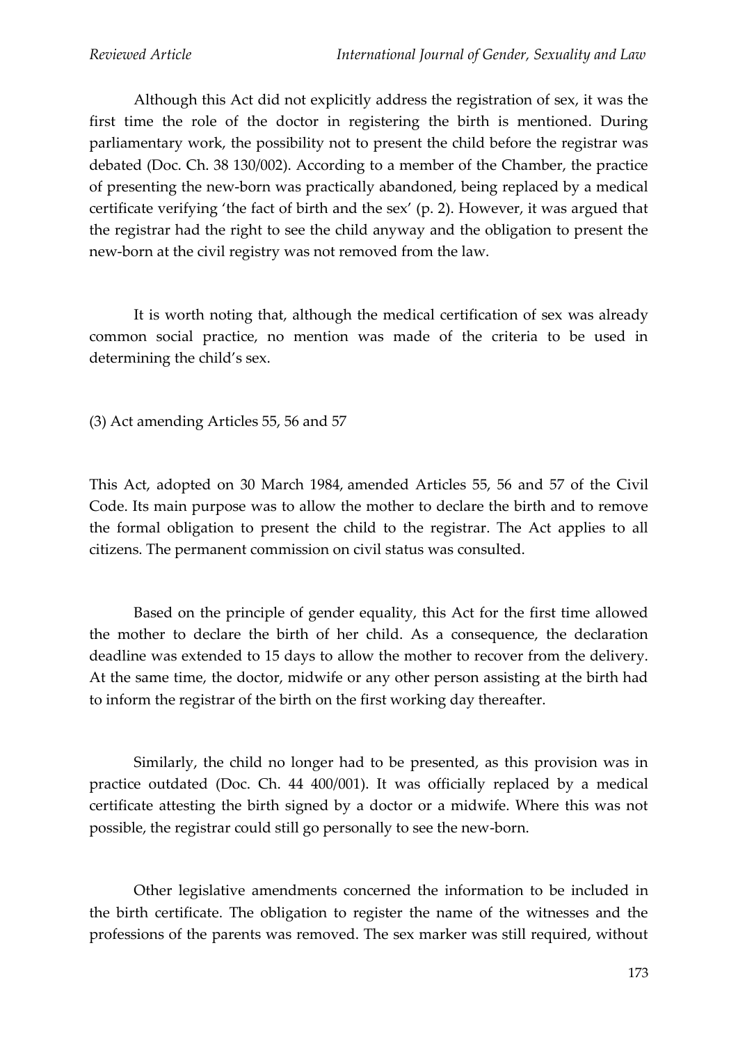Although this Act did not explicitly address the registration of sex, it was the first time the role of the doctor in registering the birth is mentioned. During parliamentary work, the possibility not to present the child before the registrar was debated (Doc. Ch. 38 130/002). According to a member of the Chamber, the practice of presenting the new-born was practically abandoned, being replaced by a medical certificate verifying 'the fact of birth and the sex' (p. 2). However, it was argued that the registrar had the right to see the child anyway and the obligation to present the new-born at the civil registry was not removed from the law.

It is worth noting that, although the medical certification of sex was already common social practice, no mention was made of the criteria to be used in determining the child's sex.

(3) Act amending Articles 55, 56 and 57

This Act, adopted on 30 March 1984, amended Articles 55, 56 and 57 of the Civil Code. Its main purpose was to allow the mother to declare the birth and to remove the formal obligation to present the child to the registrar. The Act applies to all citizens. The permanent commission on civil status was consulted.

Based on the principle of gender equality, this Act for the first time allowed the mother to declare the birth of her child. As a consequence, the declaration deadline was extended to 15 days to allow the mother to recover from the delivery. At the same time, the doctor, midwife or any other person assisting at the birth had to inform the registrar of the birth on the first working day thereafter.

Similarly, the child no longer had to be presented, as this provision was in practice outdated (Doc. Ch. 44 400/001). It was officially replaced by a medical certificate attesting the birth signed by a doctor or a midwife. Where this was not possible, the registrar could still go personally to see the new-born.

Other legislative amendments concerned the information to be included in the birth certificate. The obligation to register the name of the witnesses and the professions of the parents was removed. The sex marker was still required, without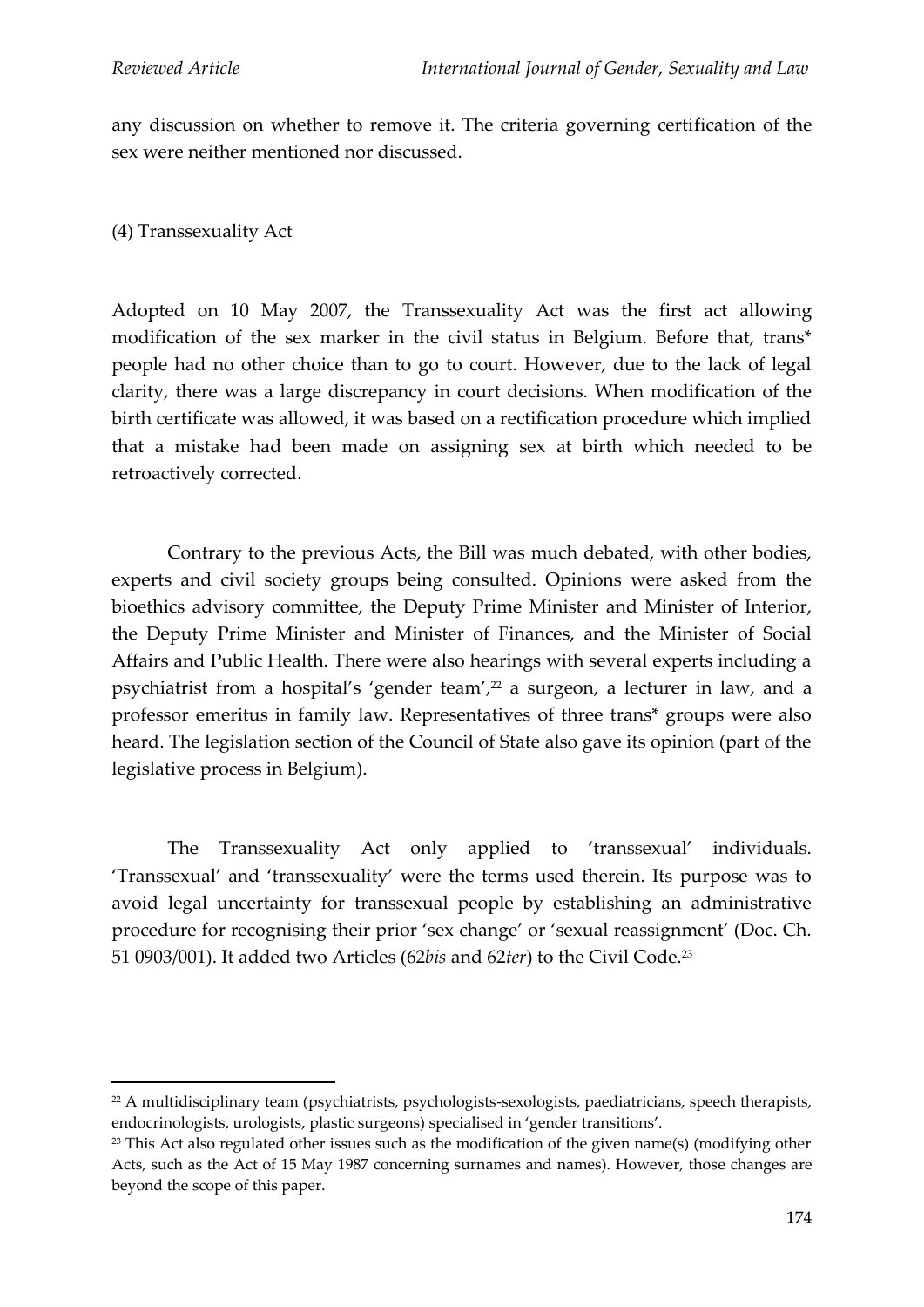any discussion on whether to remove it. The criteria governing certification of the sex were neither mentioned nor discussed.

(4) Transsexuality Act

Adopted on 10 May 2007, the Transsexuality Act was the first act allowing modification of the sex marker in the civil status in Belgium. Before that, trans* people had no other choice than to go to court. However, due to the lack of legal clarity, there was a large discrepancy in court decisions. When modification of the birth certificate was allowed, it was based on a rectification procedure which implied that a mistake had been made on assigning sex at birth which needed to be retroactively corrected.

Contrary to the previous Acts, the Bill was much debated, with other bodies, experts and civil society groups being consulted. Opinions were asked from the bioethics advisory committee, the Deputy Prime Minister and Minister of Interior, the Deputy Prime Minister and Minister of Finances, and the Minister of Social Affairs and Public Health. There were also hearings with several experts including a psychiatrist from a hospital's 'gender team',[22] a surgeon, a lecturer in law, and a professor emeritus in family law. Representatives of three trans* groups were also heard. The legislation section of the Council of State also gave its opinion (part of the legislative process in Belgium).

The Transsexuality Act only applied to 'transsexual' individuals. 'Transsexual' and 'transsexuality' were the terms used therein. Its purpose was to avoid legal uncertainty for transsexual people by establishing an administrative procedure for recognising their prior 'sex change' or 'sexual reassignment' (Doc. Ch. 51 0903/001). It added two Articles (62*bis* and 62*ter*) to the Civil Code.[23]

---

[22] A multidisciplinary team (psychiatrists, psychologists-sexologists, paediatricians, speech therapists, endocrinologists, urologists, plastic surgeons) specialised in 'gender transitions'.

[23] This Act also regulated other issues such as the modification of the given name(s) (modifying other Acts, such as the Act of 15 May 1987 concerning surnames and names). However, those changes are beyond the scope of this paper.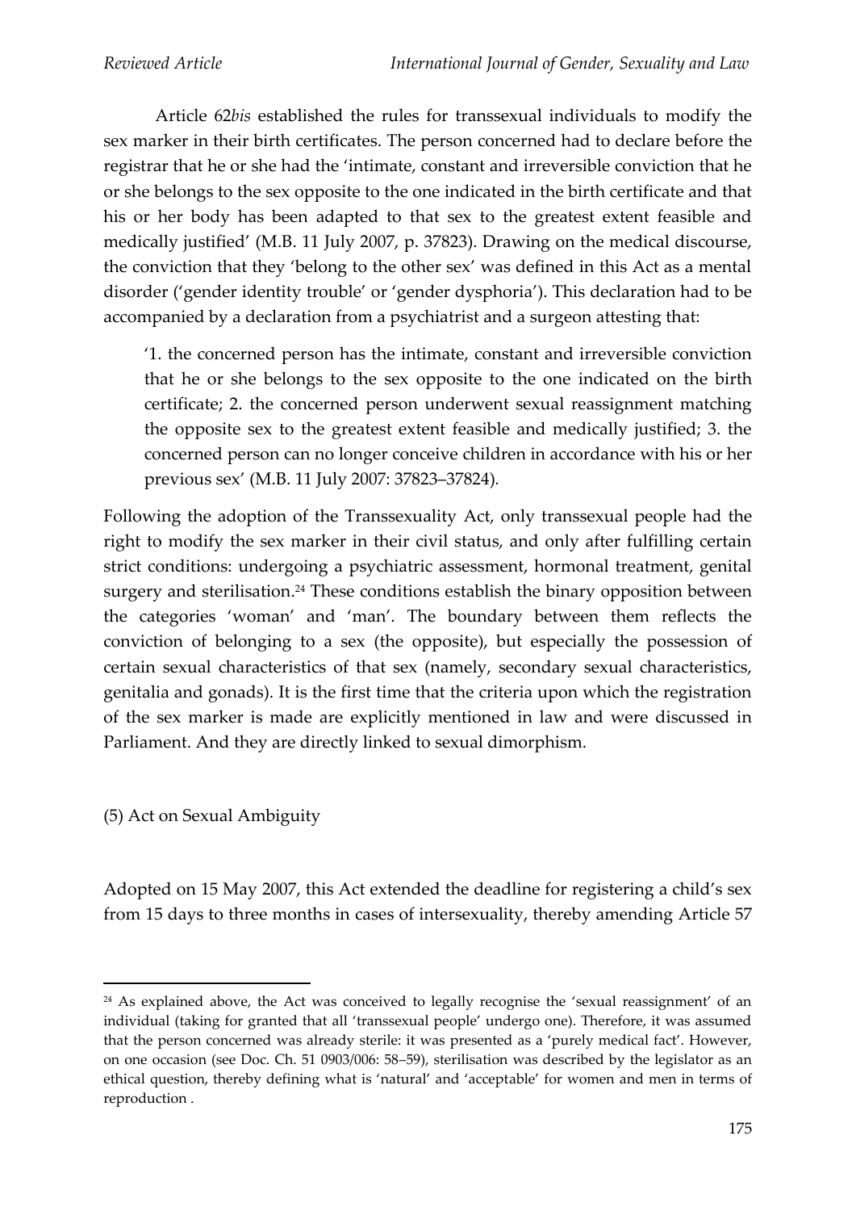Article 62*bis* established the rules for transsexual individuals to modify the sex marker in their birth certificates. The person concerned had to declare before the registrar that he or she had the 'intimate, constant and irreversible conviction that he or she belongs to the sex opposite to the one indicated in the birth certificate and that his or her body has been adapted to that sex to the greatest extent feasible and medically justified' (M.B. 11 July 2007, p. 37823). Drawing on the medical discourse, the conviction that they 'belong to the other sex' was defined in this Act as a mental disorder ('gender identity trouble' or 'gender dysphoria'). This declaration had to be accompanied by a declaration from a psychiatrist and a surgeon attesting that:

> '1. the concerned person has the intimate, constant and irreversible conviction that he or she belongs to the sex opposite to the one indicated on the birth certificate; 2. the concerned person underwent sexual reassignment matching the opposite sex to the greatest extent feasible and medically justified; 3. the concerned person can no longer conceive children in accordance with his or her previous sex' (M.B. 11 July 2007: 37823–37824).

Following the adoption of the Transsexuality Act, only transsexual people had the right to modify the sex marker in their civil status, and only after fulfilling certain strict conditions: undergoing a psychiatric assessment, hormonal treatment, genital surgery and sterilisation.[24] These conditions establish the binary opposition between the categories 'woman' and 'man'. The boundary between them reflects the conviction of belonging to a sex (the opposite), but especially the possession of certain sexual characteristics of that sex (namely, secondary sexual characteristics, genitalia and gonads). It is the first time that the criteria upon which the registration of the sex marker is made are explicitly mentioned in law and were discussed in Parliament. And they are directly linked to sexual dimorphism.

(5) Act on Sexual Ambiguity

Adopted on 15 May 2007, this Act extended the deadline for registering a child's sex from 15 days to three months in cases of intersexuality, thereby amending Article 57

[24] As explained above, the Act was conceived to legally recognise the 'sexual reassignment' of an individual (taking for granted that all 'transsexual people' undergo one). Therefore, it was assumed that the person concerned was already sterile: it was presented as a 'purely medical fact'. However, on one occasion (see Doc. Ch. 51 0903/006: 58–59), sterilisation was described by the legislator as an ethical question, thereby defining what is 'natural' and 'acceptable' for women and men in terms of reproduction .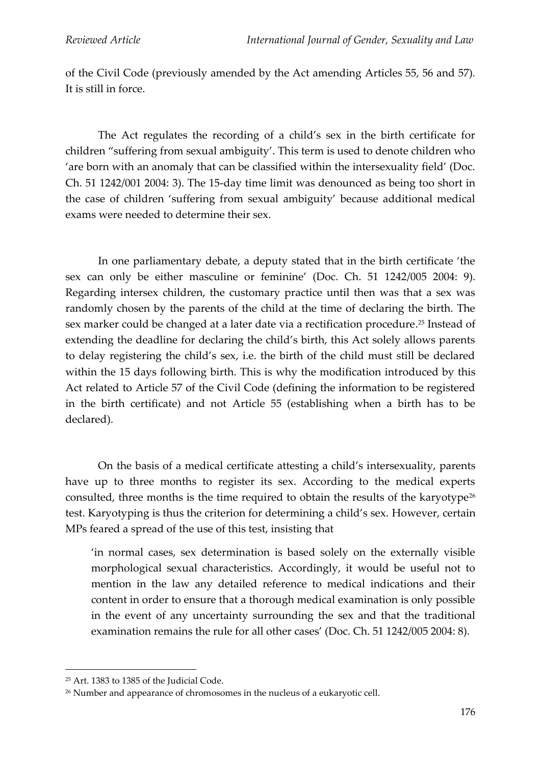of the Civil Code (previously amended by the Act amending Articles 55, 56 and 57). It is still in force.

The Act regulates the recording of a child's sex in the birth certificate for children ''suffering from sexual ambiguity'. This term is used to denote children who 'are born with an anomaly that can be classified within the intersexuality field' (Doc. Ch. 51 1242/001 2004: 3). The 15-day time limit was denounced as being too short in the case of children 'suffering from sexual ambiguity' because additional medical exams were needed to determine their sex.

In one parliamentary debate, a deputy stated that in the birth certificate 'the sex can only be either masculine or feminine' (Doc. Ch. 51 1242/005 2004: 9). Regarding intersex children, the customary practice until then was that a sex was randomly chosen by the parents of the child at the time of declaring the birth. The sex marker could be changed at a later date via a rectification procedure.[25] Instead of extending the deadline for declaring the child's birth, this Act solely allows parents to delay registering the child's sex, i.e. the birth of the child must still be declared within the 15 days following birth. This is why the modification introduced by this Act related to Article 57 of the Civil Code (defining the information to be registered in the birth certificate) and not Article 55 (establishing when a birth has to be declared).

On the basis of a medical certificate attesting a child's intersexuality, parents have up to three months to register its sex. According to the medical experts consulted, three months is the time required to obtain the results of the karyotype[26] test. Karyotyping is thus the criterion for determining a child's sex. However, certain MPs feared a spread of the use of this test, insisting that

> 'in normal cases, sex determination is based solely on the externally visible morphological sexual characteristics. Accordingly, it would be useful not to mention in the law any detailed reference to medical indications and their content in order to ensure that a thorough medical examination is only possible in the event of any uncertainty surrounding the sex and that the traditional examination remains the rule for all other cases' (Doc. Ch. 51 1242/005 2004: 8).

---

[25] Art. 1383 to 1385 of the Judicial Code.

[26] Number and appearance of chromosomes in the nucleus of a eukaryotic cell.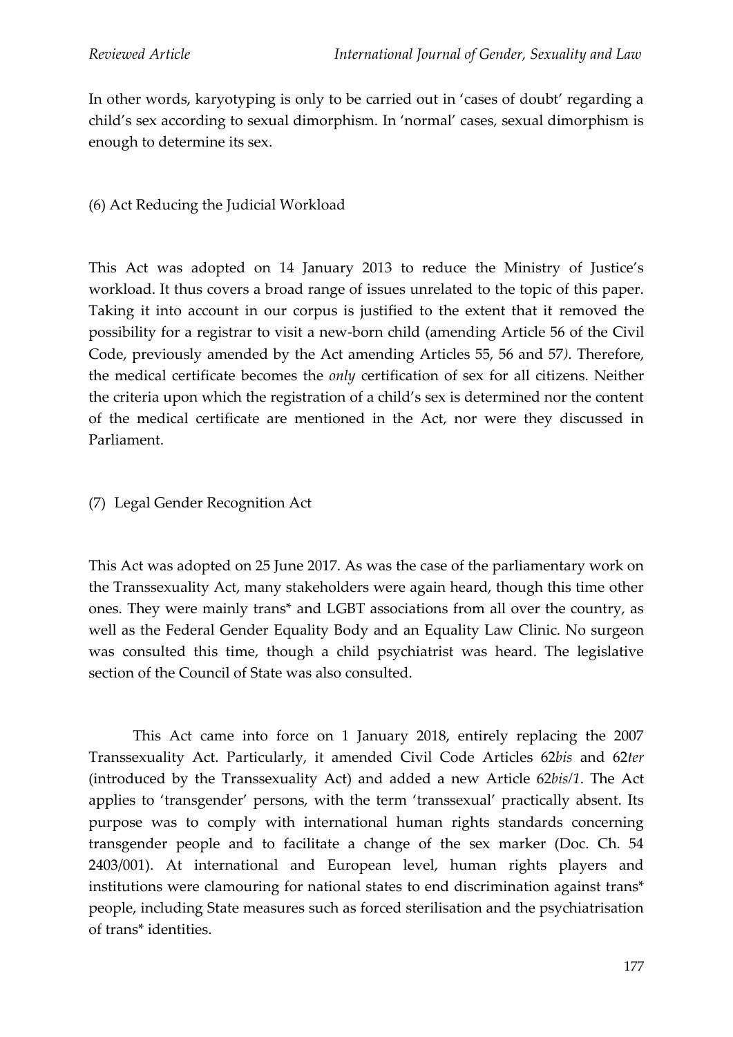In other words, karyotyping is only to be carried out in 'cases of doubt' regarding a child's sex according to sexual dimorphism. In 'normal' cases, sexual dimorphism is enough to determine its sex.

### (6) Act Reducing the Judicial Workload

This Act was adopted on 14 January 2013 to reduce the Ministry of Justice's workload. It thus covers a broad range of issues unrelated to the topic of this paper. Taking it into account in our corpus is justified to the extent that it removed the possibility for a registrar to visit a new-born child (amending Article 56 of the Civil Code, previously amended by the Act amending Articles 55, 56 and 57*)*. Therefore, the medical certificate becomes the *only* certification of sex for all citizens. Neither the criteria upon which the registration of a child's sex is determined nor the content of the medical certificate are mentioned in the Act, nor were they discussed in Parliament.

### (7) Legal Gender Recognition Act

This Act was adopted on 25 June 2017. As was the case of the parliamentary work on the Transsexuality Act, many stakeholders were again heard, though this time other ones. They were mainly trans* and LGBT associations from all over the country, as well as the Federal Gender Equality Body and an Equality Law Clinic. No surgeon was consulted this time, though a child psychiatrist was heard. The legislative section of the Council of State was also consulted.

This Act came into force on 1 January 2018, entirely replacing the 2007 Transsexuality Act. Particularly, it amended Civil Code Articles 62*bis* and 62*ter* (introduced by the Transsexuality Act) and added a new Article 62*bis/1*. The Act applies to 'transgender' persons, with the term 'transsexual' practically absent. Its purpose was to comply with international human rights standards concerning transgender people and to facilitate a change of the sex marker (Doc. Ch. 54 2403/001). At international and European level, human rights players and institutions were clamouring for national states to end discrimination against trans* people, including State measures such as forced sterilisation and the psychiatrisation of trans* identities.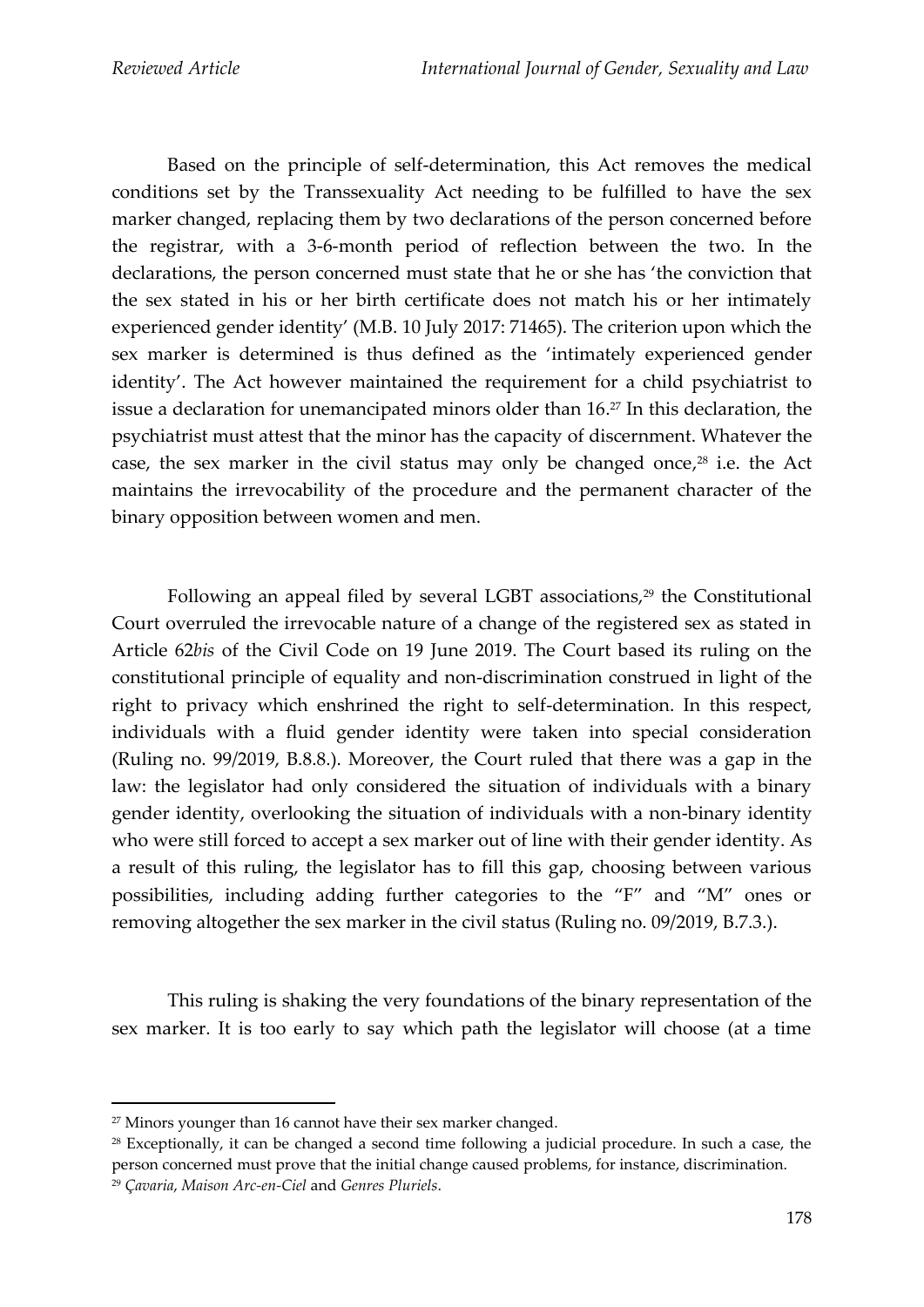Based on the principle of self-determination, this Act removes the medical conditions set by the Transsexuality Act needing to be fulfilled to have the sex marker changed, replacing them by two declarations of the person concerned before the registrar, with a 3-6-month period of reflection between the two. In the declarations, the person concerned must state that he or she has 'the conviction that the sex stated in his or her birth certificate does not match his or her intimately experienced gender identity' (M.B. 10 July 2017: 71465). The criterion upon which the sex marker is determined is thus defined as the 'intimately experienced gender identity'. The Act however maintained the requirement for a child psychiatrist to issue a declaration for unemancipated minors older than 16.[27] In this declaration, the psychiatrist must attest that the minor has the capacity of discernment. Whatever the case, the sex marker in the civil status may only be changed once,[28] i.e. the Act maintains the irrevocability of the procedure and the permanent character of the binary opposition between women and men.

Following an appeal filed by several LGBT associations,[29] the Constitutional Court overruled the irrevocable nature of a change of the registered sex as stated in Article 62*bis* of the Civil Code on 19 June 2019. The Court based its ruling on the constitutional principle of equality and non-discrimination construed in light of the right to privacy which enshrined the right to self-determination. In this respect, individuals with a fluid gender identity were taken into special consideration (Ruling no. 99/2019, B.8.8.). Moreover, the Court ruled that there was a gap in the law: the legislator had only considered the situation of individuals with a binary gender identity, overlooking the situation of individuals with a non-binary identity who were still forced to accept a sex marker out of line with their gender identity. As a result of this ruling, the legislator has to fill this gap, choosing between various possibilities, including adding further categories to the "F" and "M" ones or removing altogether the sex marker in the civil status (Ruling no. 09/2019, B.7.3.).

This ruling is shaking the very foundations of the binary representation of the sex marker. It is too early to say which path the legislator will choose (at a time

---

[27] Minors younger than 16 cannot have their sex marker changed.

[28] Exceptionally, it can be changed a second time following a judicial procedure. In such a case, the person concerned must prove that the initial change caused problems, for instance, discrimination.

[29] *Çavaria*, *Maison Arc-en-Ciel* and *Genres Pluriels*.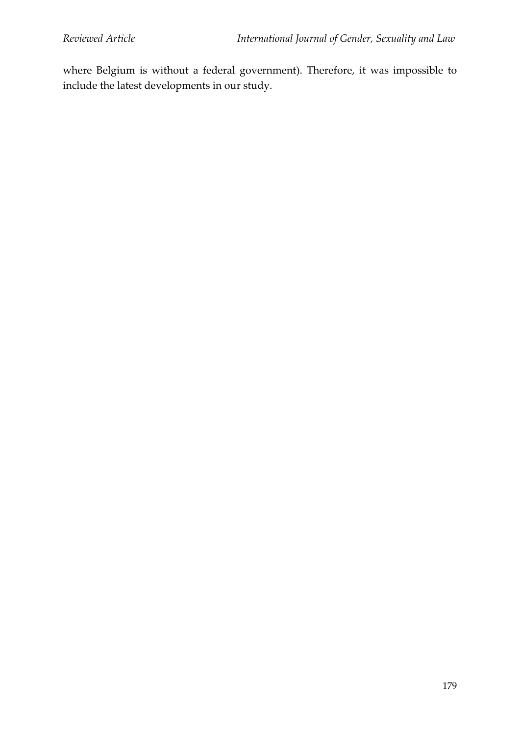where Belgium is without a federal government). Therefore, it was impossible to include the latest developments in our study.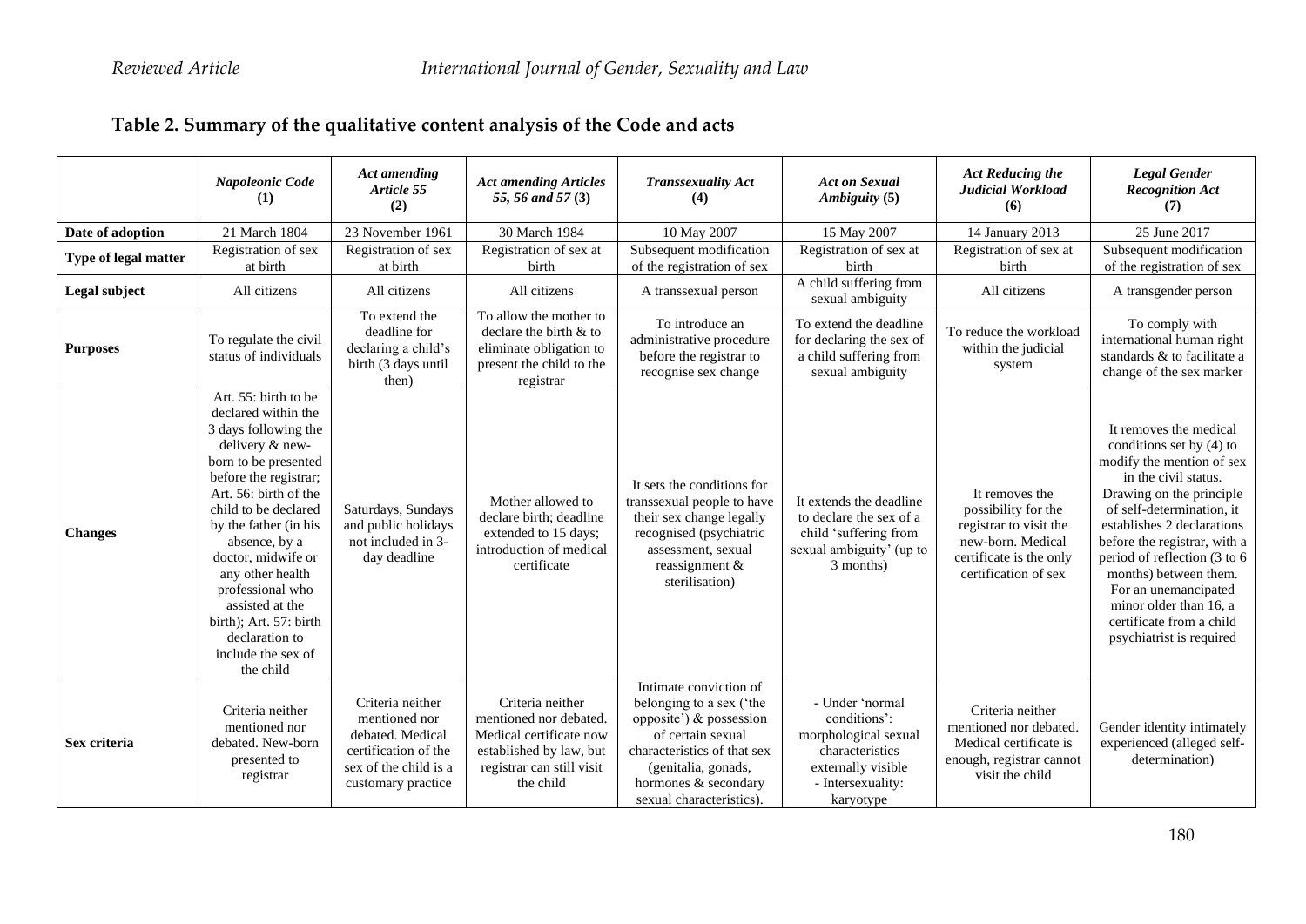## Table 2. Summary of the qualitative content analysis of the Code and acts

| | *Napoleonic Code* (1) | *Act amending Article 55* (2) | *Act amending Articles 55, 56 and 57* (3) | *Transsexuality Act* (4) | *Act on Sexual Ambiguity* (5) | *Act Reducing the Judicial Workload* (6) | *Legal Gender Recognition Act* (7) |
|---|---|---|---|---|---|---|---|
| **Date of adoption** | 21 March 1804 | 23 November 1961 | 30 March 1984 | 10 May 2007 | 15 May 2007 | 14 January 2013 | 25 June 2017 |
| **Type of legal matter** | Registration of sex at birth | Registration of sex at birth | Registration of sex at birth | Subsequent modification of the registration of sex | Registration of sex at birth | Registration of sex at birth | Subsequent modification of the registration of sex |
| **Legal subject** | All citizens | All citizens | All citizens | A transsexual person | A child suffering from sexual ambiguity | All citizens | A transgender person |
| **Purposes** | To regulate the civil status of individuals | To extend the deadline for declaring a child's birth (3 days until then) | To allow the mother to declare the birth & to eliminate obligation to present the child to the registrar | To introduce an administrative procedure before the registrar to recognise sex change | To extend the deadline for declaring the sex of a child suffering from sexual ambiguity | To reduce the workload within the judicial system | To comply with international human right standards & to facilitate a change of the sex marker |
| **Changes** | Art. 55: birth to be declared within the 3 days following the delivery & new-born to be presented before the registrar; Art. 56: birth of the child to be declared by the father (in his absence, by a doctor, midwife or any other health professional who assisted at the birth); Art. 57: birth declaration to include the sex of the child | Saturdays, Sundays and public holidays not included in 3-day deadline | Mother allowed to declare birth; deadline extended to 15 days; introduction of medical certificate | It sets the conditions for transsexual people to have their sex change legally recognised (psychiatric assessment, sexual reassignment & sterilisation) | It extends the deadline to declare the sex of a child 'suffering from sexual ambiguity' (up to 3 months) | It removes the possibility for the registrar to visit the new-born. Medical certificate is the only certification of sex | It removes the medical conditions set by (4) to modify the mention of sex in the civil status. Drawing on the principle of self-determination, it establishes 2 declarations before the registrar, with a period of reflection (3 to 6 months) between them. For an unemancipated minor older than 16, a certificate from a child psychiatrist is required |
| **Sex criteria** | Criteria neither mentioned nor debated. New-born presented to registrar | Criteria neither mentioned nor debated. Medical certification of the sex of the child is a customary practice | Criteria neither mentioned nor debated. Medical certificate now established by law, but registrar can still visit the child | Intimate conviction of belonging to a sex ('the opposite') & possession of certain sexual characteristics of that sex (genitalia, gonads, hormones & secondary sexual characteristics). | - Under 'normal conditions': morphological sexual characteristics externally visible<br>- Intersexuality: karyotype | Criteria neither mentioned nor debated. Medical certificate is enough, registrar cannot visit the child | Gender identity intimately experienced (alleged self-determination) |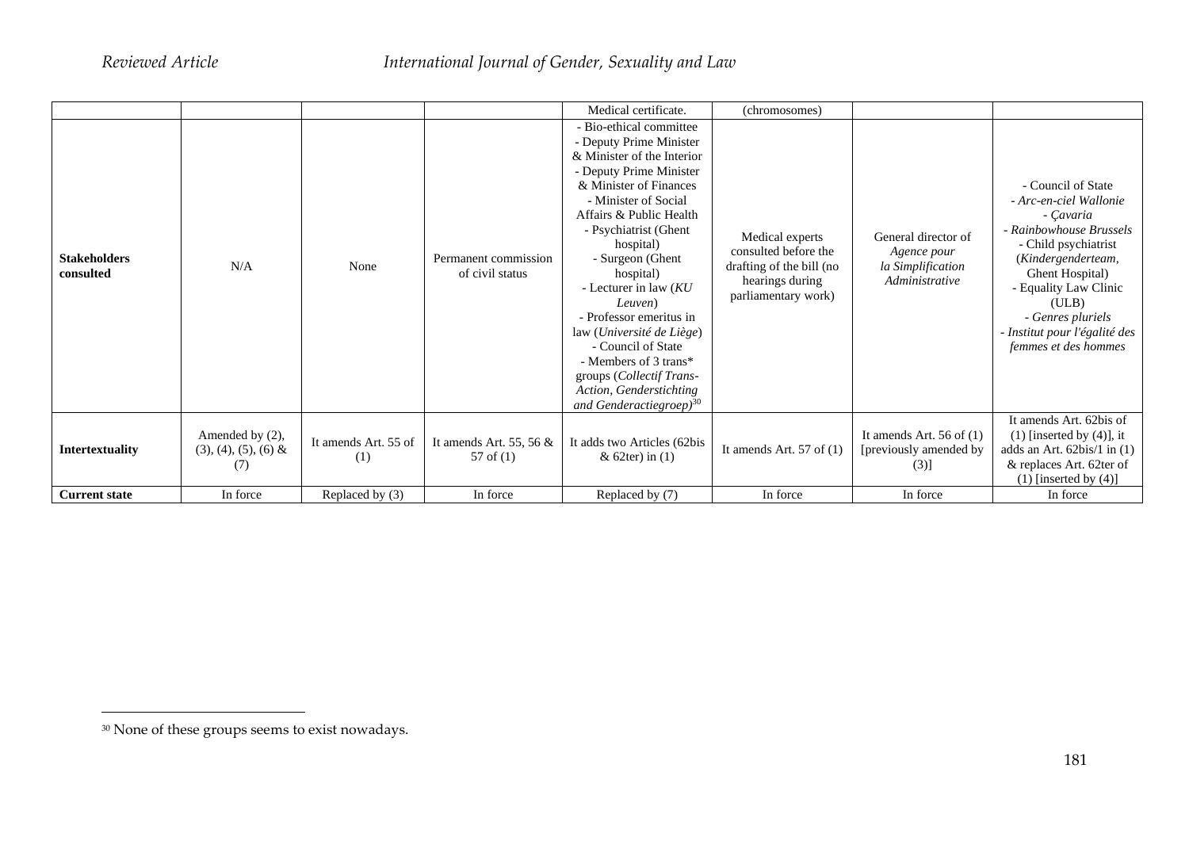| | | | | | | | |
|---|---|---|---|---|---|---|---|
| | | | | Medical certificate. | (chromosomes) | | |
| **Stakeholders consulted** | N/A | None | Permanent commission of civil status | - Bio-ethical committee<br>- Deputy Prime Minister & Minister of the Interior<br>- Deputy Prime Minister & Minister of Finances<br>- Minister of Social Affairs & Public Health<br>- Psychiatrist (Ghent hospital)<br>- Surgeon (Ghent hospital)<br>- Lecturer in law (*KU Leuven*)<br>- Professor emeritus in law (*Université de Liège*)<br>- Council of State<br>- Members of 3 trans* groups (*Collectif Trans-Action, Genderstichting and Genderactiegroep*)[30] | Medical experts consulted before the drafting of the bill (no hearings during parliamentary work) | General director of *Agence pour la Simplification Administrative* | - Council of State<br>- *Arc-en-ciel Wallonie*<br>- *Çavaria*<br>- *Rainbowhouse Brussels*<br>- Child psychiatrist (*Kindergenderteam*, Ghent Hospital)<br>- Equality Law Clinic (ULB)<br>- *Genres pluriels*<br>- *Institut pour l'égalité des femmes et des hommes* |
| **Intertextuality** | Amended by (2), (3), (4), (5), (6) & (7) | It amends Art. 55 of (1) | It amends Art. 55, 56 & 57 of (1) | It adds two Articles (62bis & 62ter) in (1) | It amends Art. 57 of (1) | It amends Art. 56 of (1) [previously amended by (3)] | It amends Art. 62bis of (1) [inserted by (4)], it adds an Art. 62bis/1 in (1) & replaces Art. 62ter of (1) [inserted by (4)] |
| **Current state** | In force | Replaced by (3) | In force | Replaced by (7) | In force | In force | In force |

[30] None of these groups seems to exist nowadays.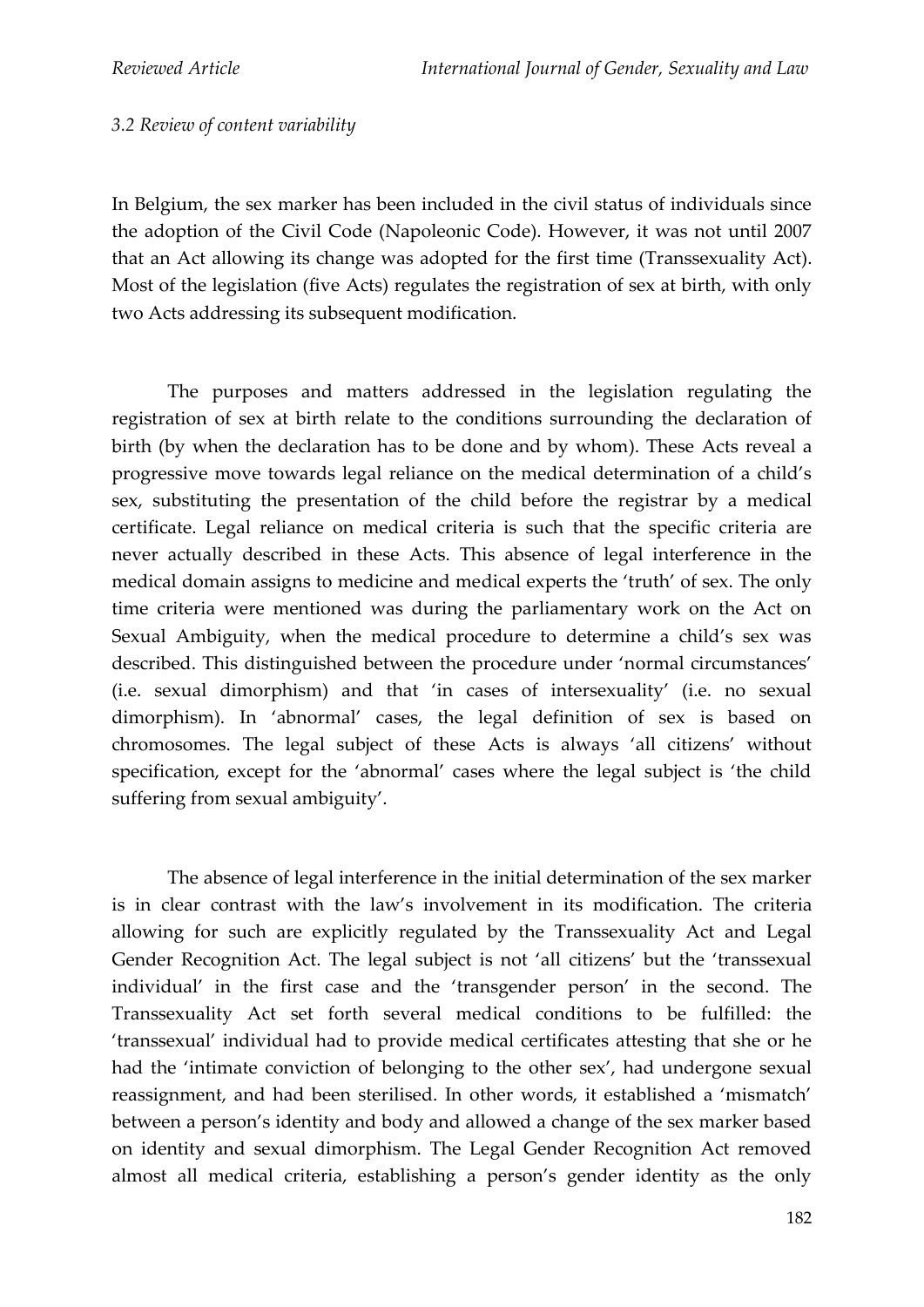*3.2 Review of content variability*

In Belgium, the sex marker has been included in the civil status of individuals since the adoption of the Civil Code (Napoleonic Code). However, it was not until 2007 that an Act allowing its change was adopted for the first time (Transsexuality Act). Most of the legislation (five Acts) regulates the registration of sex at birth, with only two Acts addressing its subsequent modification.

The purposes and matters addressed in the legislation regulating the registration of sex at birth relate to the conditions surrounding the declaration of birth (by when the declaration has to be done and by whom). These Acts reveal a progressive move towards legal reliance on the medical determination of a child's sex, substituting the presentation of the child before the registrar by a medical certificate. Legal reliance on medical criteria is such that the specific criteria are never actually described in these Acts. This absence of legal interference in the medical domain assigns to medicine and medical experts the 'truth' of sex. The only time criteria were mentioned was during the parliamentary work on the Act on Sexual Ambiguity, when the medical procedure to determine a child's sex was described. This distinguished between the procedure under 'normal circumstances' (i.e. sexual dimorphism) and that 'in cases of intersexuality' (i.e. no sexual dimorphism). In 'abnormal' cases, the legal definition of sex is based on chromosomes. The legal subject of these Acts is always 'all citizens' without specification, except for the 'abnormal' cases where the legal subject is 'the child suffering from sexual ambiguity'.

The absence of legal interference in the initial determination of the sex marker is in clear contrast with the law's involvement in its modification. The criteria allowing for such are explicitly regulated by the Transsexuality Act and Legal Gender Recognition Act. The legal subject is not 'all citizens' but the 'transsexual individual' in the first case and the 'transgender person' in the second. The Transsexuality Act set forth several medical conditions to be fulfilled: the 'transsexual' individual had to provide medical certificates attesting that she or he had the 'intimate conviction of belonging to the other sex', had undergone sexual reassignment, and had been sterilised. In other words, it established a 'mismatch' between a person's identity and body and allowed a change of the sex marker based on identity and sexual dimorphism. The Legal Gender Recognition Act removed almost all medical criteria, establishing a person's gender identity as the only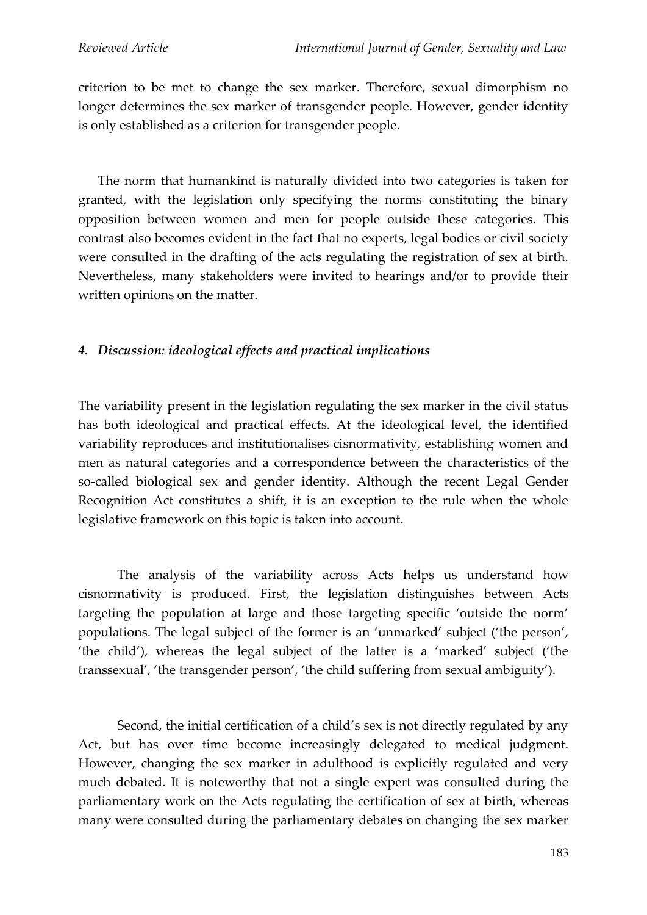criterion to be met to change the sex marker. Therefore, sexual dimorphism no longer determines the sex marker of transgender people. However, gender identity is only established as a criterion for transgender people.

The norm that humankind is naturally divided into two categories is taken for granted, with the legislation only specifying the norms constituting the binary opposition between women and men for people outside these categories. This contrast also becomes evident in the fact that no experts, legal bodies or civil society were consulted in the drafting of the acts regulating the registration of sex at birth. Nevertheless, many stakeholders were invited to hearings and/or to provide their written opinions on the matter.

## *4. Discussion: ideological effects and practical implications*

The variability present in the legislation regulating the sex marker in the civil status has both ideological and practical effects. At the ideological level, the identified variability reproduces and institutionalises cisnormativity, establishing women and men as natural categories and a correspondence between the characteristics of the so-called biological sex and gender identity. Although the recent Legal Gender Recognition Act constitutes a shift, it is an exception to the rule when the whole legislative framework on this topic is taken into account.

The analysis of the variability across Acts helps us understand how cisnormativity is produced. First, the legislation distinguishes between Acts targeting the population at large and those targeting specific 'outside the norm' populations. The legal subject of the former is an 'unmarked' subject ('the person', 'the child'), whereas the legal subject of the latter is a 'marked' subject ('the transsexual', 'the transgender person', 'the child suffering from sexual ambiguity').

Second, the initial certification of a child's sex is not directly regulated by any Act, but has over time become increasingly delegated to medical judgment. However, changing the sex marker in adulthood is explicitly regulated and very much debated. It is noteworthy that not a single expert was consulted during the parliamentary work on the Acts regulating the certification of sex at birth, whereas many were consulted during the parliamentary debates on changing the sex marker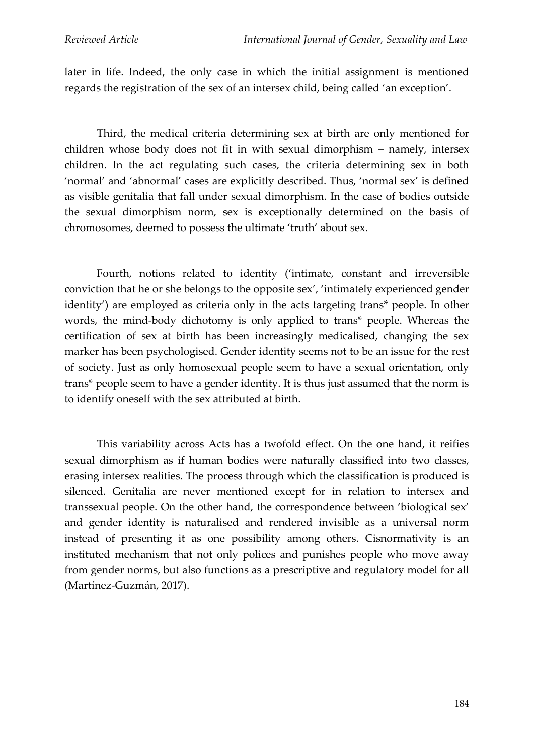later in life. Indeed, the only case in which the initial assignment is mentioned regards the registration of the sex of an intersex child, being called 'an exception'.

Third, the medical criteria determining sex at birth are only mentioned for children whose body does not fit in with sexual dimorphism – namely, intersex children. In the act regulating such cases, the criteria determining sex in both 'normal' and 'abnormal' cases are explicitly described. Thus, 'normal sex' is defined as visible genitalia that fall under sexual dimorphism. In the case of bodies outside the sexual dimorphism norm, sex is exceptionally determined on the basis of chromosomes, deemed to possess the ultimate 'truth' about sex.

Fourth, notions related to identity ('intimate, constant and irreversible conviction that he or she belongs to the opposite sex', 'intimately experienced gender identity') are employed as criteria only in the acts targeting trans* people. In other words, the mind-body dichotomy is only applied to trans* people. Whereas the certification of sex at birth has been increasingly medicalised, changing the sex marker has been psychologised. Gender identity seems not to be an issue for the rest of society. Just as only homosexual people seem to have a sexual orientation, only trans* people seem to have a gender identity. It is thus just assumed that the norm is to identify oneself with the sex attributed at birth.

This variability across Acts has a twofold effect. On the one hand, it reifies sexual dimorphism as if human bodies were naturally classified into two classes, erasing intersex realities. The process through which the classification is produced is silenced. Genitalia are never mentioned except for in relation to intersex and transsexual people. On the other hand, the correspondence between 'biological sex' and gender identity is naturalised and rendered invisible as a universal norm instead of presenting it as one possibility among others. Cisnormativity is an instituted mechanism that not only polices and punishes people who move away from gender norms, but also functions as a prescriptive and regulatory model for all (Martínez-Guzmán, 2017).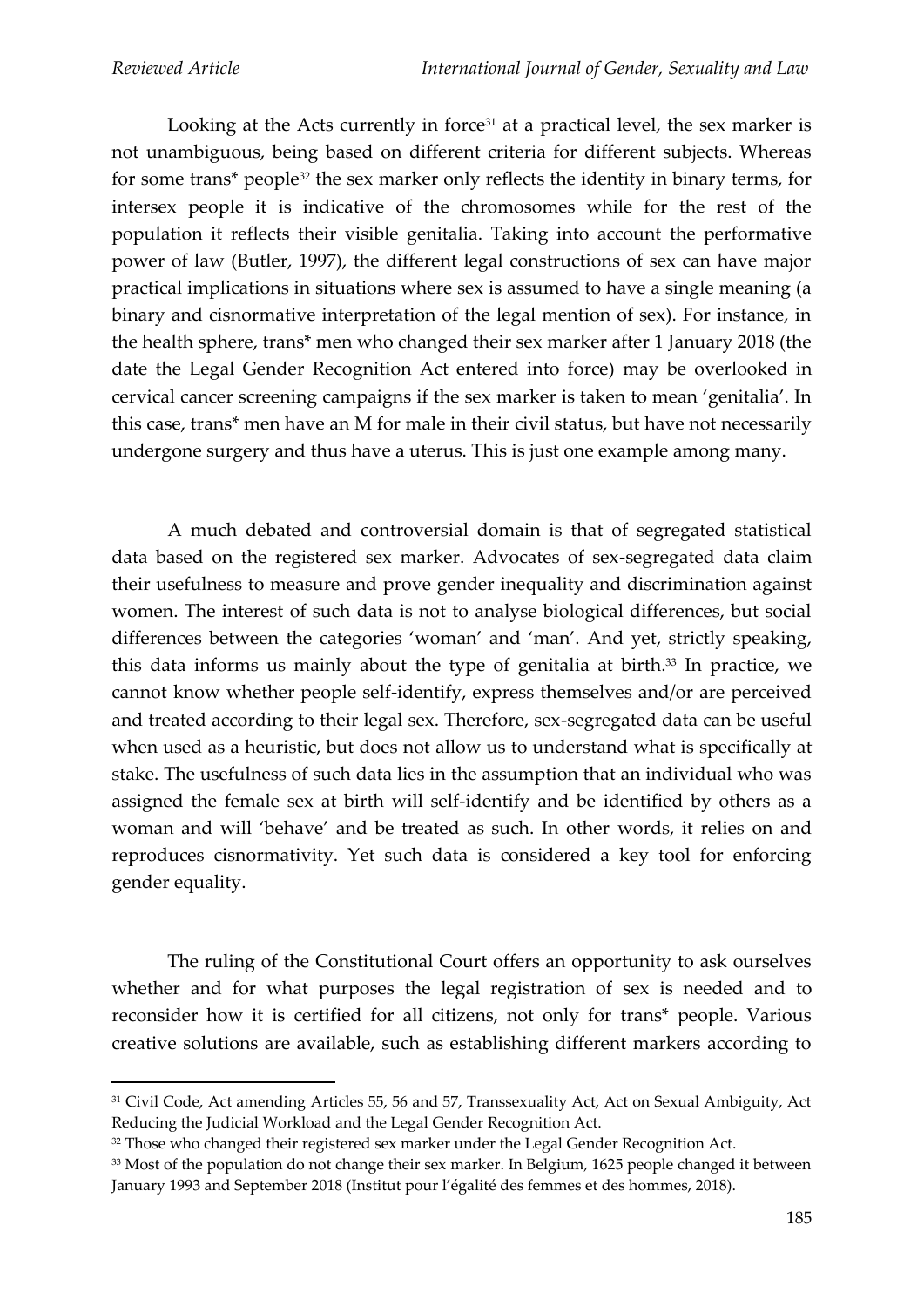Looking at the Acts currently in force[31] at a practical level, the sex marker is not unambiguous, being based on different criteria for different subjects. Whereas for some trans* people[32] the sex marker only reflects the identity in binary terms, for intersex people it is indicative of the chromosomes while for the rest of the population it reflects their visible genitalia. Taking into account the performative power of law (Butler, 1997), the different legal constructions of sex can have major practical implications in situations where sex is assumed to have a single meaning (a binary and cisnormative interpretation of the legal mention of sex). For instance, in the health sphere, trans* men who changed their sex marker after 1 January 2018 (the date the Legal Gender Recognition Act entered into force) may be overlooked in cervical cancer screening campaigns if the sex marker is taken to mean 'genitalia'. In this case, trans* men have an M for male in their civil status, but have not necessarily undergone surgery and thus have a uterus. This is just one example among many.

A much debated and controversial domain is that of segregated statistical data based on the registered sex marker. Advocates of sex-segregated data claim their usefulness to measure and prove gender inequality and discrimination against women. The interest of such data is not to analyse biological differences, but social differences between the categories 'woman' and 'man'. And yet, strictly speaking, this data informs us mainly about the type of genitalia at birth.[33] In practice, we cannot know whether people self-identify, express themselves and/or are perceived and treated according to their legal sex. Therefore, sex-segregated data can be useful when used as a heuristic, but does not allow us to understand what is specifically at stake. The usefulness of such data lies in the assumption that an individual who was assigned the female sex at birth will self-identify and be identified by others as a woman and will 'behave' and be treated as such. In other words, it relies on and reproduces cisnormativity. Yet such data is considered a key tool for enforcing gender equality.

The ruling of the Constitutional Court offers an opportunity to ask ourselves whether and for what purposes the legal registration of sex is needed and to reconsider how it is certified for all citizens, not only for trans* people. Various creative solutions are available, such as establishing different markers according to

---

[31] Civil Code, Act amending Articles 55, 56 and 57, Transsexuality Act, Act on Sexual Ambiguity, Act Reducing the Judicial Workload and the Legal Gender Recognition Act.

[32] Those who changed their registered sex marker under the Legal Gender Recognition Act.

[33] Most of the population do not change their sex marker. In Belgium, 1625 people changed it between January 1993 and September 2018 (Institut pour l'égalité des femmes et des hommes, 2018).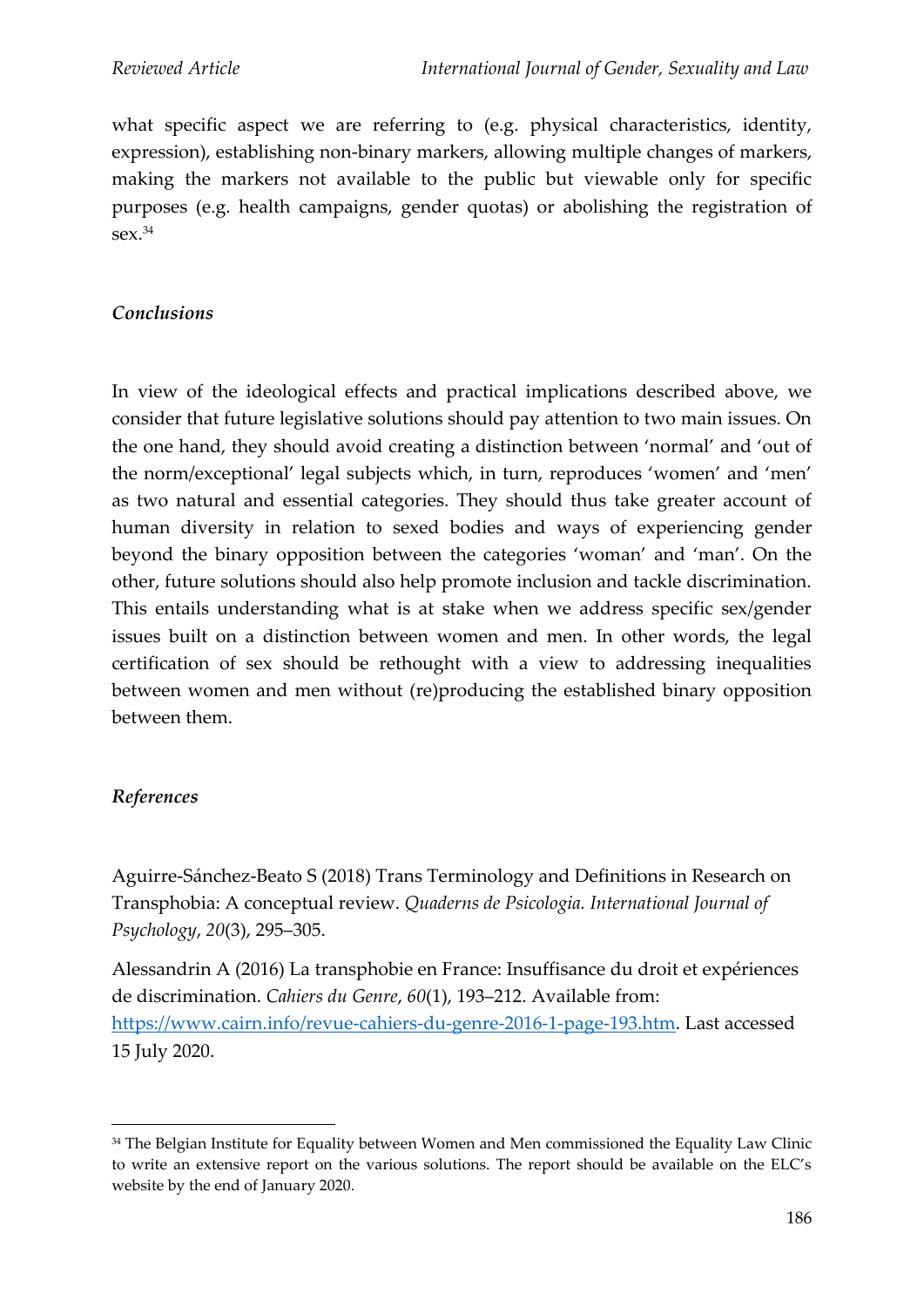what specific aspect we are referring to (e.g. physical characteristics, identity, expression), establishing non-binary markers, allowing multiple changes of markers, making the markers not available to the public but viewable only for specific purposes (e.g. health campaigns, gender quotas) or abolishing the registration of sex.[34]

### *Conclusions*

In view of the ideological effects and practical implications described above, we consider that future legislative solutions should pay attention to two main issues. On the one hand, they should avoid creating a distinction between 'normal' and 'out of the norm/exceptional' legal subjects which, in turn, reproduces 'women' and 'men' as two natural and essential categories. They should thus take greater account of human diversity in relation to sexed bodies and ways of experiencing gender beyond the binary opposition between the categories 'woman' and 'man'. On the other, future solutions should also help promote inclusion and tackle discrimination. This entails understanding what is at stake when we address specific sex/gender issues built on a distinction between women and men. In other words, the legal certification of sex should be rethought with a view to addressing inequalities between women and men without (re)producing the established binary opposition between them.

### *References*

Aguirre-Sánchez-Beato S (2018) Trans Terminology and Definitions in Research on Transphobia: A conceptual review. *Quaderns de Psicologia. International Journal of Psychology*, *20*(3), 295–305.

Alessandrin A (2016) La transphobie en France: Insuffisance du droit et expériences de discrimination. *Cahiers du Genre*, *60*(1), 193–212. Available from: https://www.cairn.info/revue-cahiers-du-genre-2016-1-page-193.htm. Last accessed 15 July 2020.

---

[34] The Belgian Institute for Equality between Women and Men commissioned the Equality Law Clinic to write an extensive report on the various solutions. The report should be available on the ELC's website by the end of January 2020.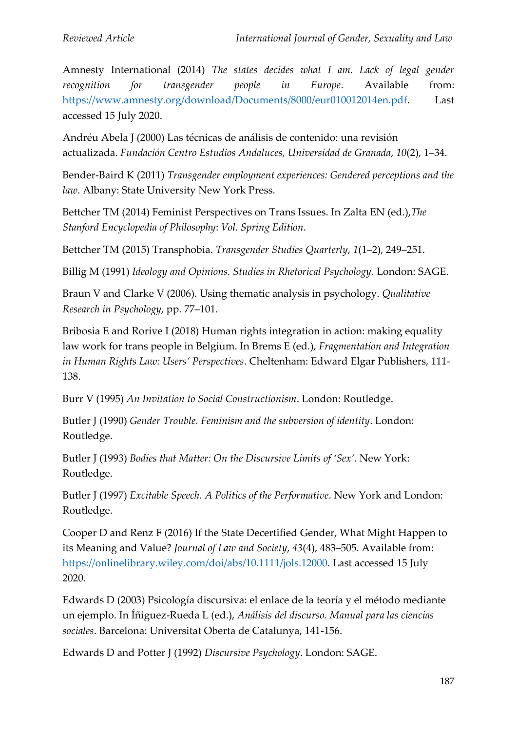Amnesty International (2014) *The states decides what I am. Lack of legal gender recognition for transgender people in Europe*. Available from: https://www.amnesty.org/download/Documents/8000/eur010012014en.pdf. Last accessed 15 July 2020.

Andréu Abela J (2000) Las técnicas de análisis de contenido: una revisión actualizada. *Fundación Centro Estudios Andaluces, Universidad de Granada*, *10*(2), 1–34.

Bender-Baird K (2011) *Transgender employment experiences: Gendered perceptions and the law*. Albany: State University New York Press.

Bettcher TM (2014) Feminist Perspectives on Trans Issues. In Zalta EN (ed.),*The Stanford Encyclopedia of Philosophy*: *Vol. Spring Edition*.

Bettcher TM (2015) Transphobia. *Transgender Studies Quarterly*, *1*(1–2), 249–251.

Billig M (1991) *Ideology and Opinions. Studies in Rhetorical Psychology*. London: SAGE.

Braun V and Clarke V (2006). Using thematic analysis in psychology. *Qualitative Research in Psychology*, pp. 77–101.

Bribosia E and Rorive I (2018) Human rights integration in action: making equality law work for trans people in Belgium. In Brems E (ed.), *Fragmentation and Integration in Human Rights Law: Users' Perspectives*. Cheltenham: Edward Elgar Publishers, 111-138.

Burr V (1995) *An Invitation to Social Constructionism*. London: Routledge.

Butler J (1990) *Gender Trouble. Feminism and the subversion of identity*. London: Routledge.

Butler J (1993) *Bodies that Matter: On the Discursive Limits of 'Sex'*. New York: Routledge.

Butler J (1997) *Excitable Speech. A Politics of the Performative*. New York and London: Routledge.

Cooper D and Renz F (2016) If the State Decertified Gender, What Might Happen to its Meaning and Value? *Journal of Law and Society*, *43*(4), 483–505. Available from: https://onlinelibrary.wiley.com/doi/abs/10.1111/jols.12000. Last accessed 15 July 2020.

Edwards D (2003) Psicología discursiva: el enlace de la teoría y el método mediante un ejemplo. In Íñiguez-Rueda L (ed.), *Análisis del discurso. Manual para las ciencias sociales*. Barcelona: Universitat Oberta de Catalunya, 141-156.

Edwards D and Potter J (1992) *Discursive Psychology*. London: SAGE.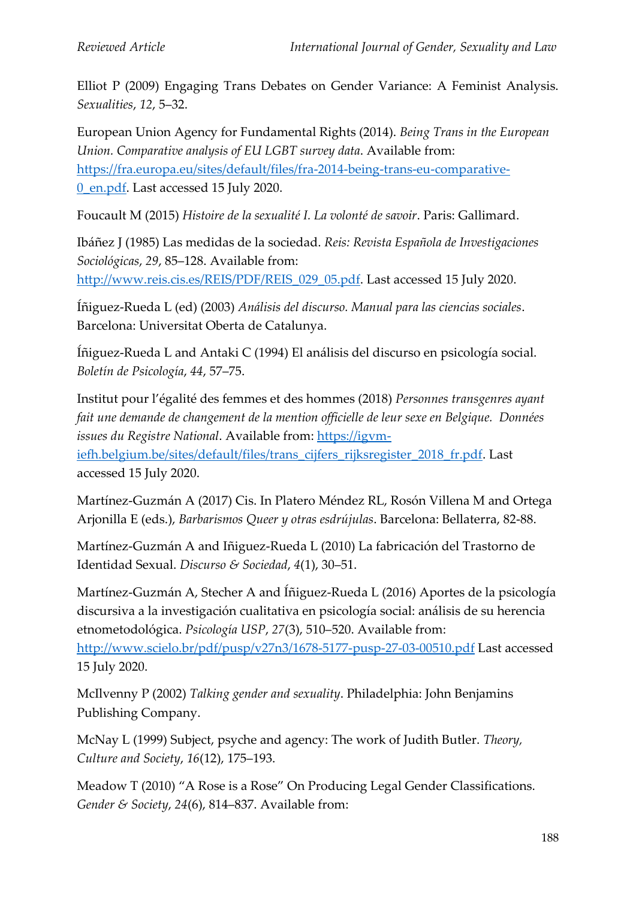Elliot P (2009) Engaging Trans Debates on Gender Variance: A Feminist Analysis. *Sexualities*, *12*, 5–32.

European Union Agency for Fundamental Rights (2014). *Being Trans in the European Union. Comparative analysis of EU LGBT survey data*. Available from: https://fra.europa.eu/sites/default/files/fra-2014-being-trans-eu-comparative-0_en.pdf. Last accessed 15 July 2020.

Foucault M (2015) *Histoire de la sexualité I. La volonté de savoir*. Paris: Gallimard.

Ibáñez J (1985) Las medidas de la sociedad. *Reis: Revista Española de Investigaciones Sociológicas*, *29*, 85–128. Available from: http://www.reis.cis.es/REIS/PDF/REIS_029_05.pdf. Last accessed 15 July 2020.

Íñiguez-Rueda L (ed) (2003) *Análisis del discurso. Manual para las ciencias sociales*. Barcelona: Universitat Oberta de Catalunya.

Íñiguez-Rueda L and Antaki C (1994) El análisis del discurso en psicología social. *Boletín de Psicología*, *44*, 57–75.

Institut pour l'égalité des femmes et des hommes (2018) *Personnes transgenres ayant fait une demande de changement de la mention officielle de leur sexe en Belgique. Données issues du Registre National*. Available from: https://igvm-iefh.belgium.be/sites/default/files/trans_cijfers_rijksregister_2018_fr.pdf. Last accessed 15 July 2020.

Martínez-Guzmán A (2017) Cis. In Platero Méndez RL, Rosón Villena M and Ortega Arjonilla E (eds.), *Barbarismos Queer y otras esdrújulas*. Barcelona: Bellaterra, 82-88.

Martínez-Guzmán A and Iñiguez-Rueda L (2010) La fabricación del Trastorno de Identidad Sexual. *Discurso & Sociedad*, *4*(1), 30–51.

Martínez-Guzmán A, Stecher A and Íñiguez-Rueda L (2016) Aportes de la psicología discursiva a la investigación cualitativa en psicología social: análisis de su herencia etnometodológica. *Psicologia USP*, *27*(3), 510–520. Available from: http://www.scielo.br/pdf/pusp/v27n3/1678-5177-pusp-27-03-00510.pdf Last accessed 15 July 2020.

McIlvenny P (2002) *Talking gender and sexuality*. Philadelphia: John Benjamins Publishing Company.

McNay L (1999) Subject, psyche and agency: The work of Judith Butler. *Theory, Culture and Society*, *16*(12), 175–193.

Meadow T (2010) "A Rose is a Rose" On Producing Legal Gender Classifications. *Gender & Society*, *24*(6), 814–837. Available from: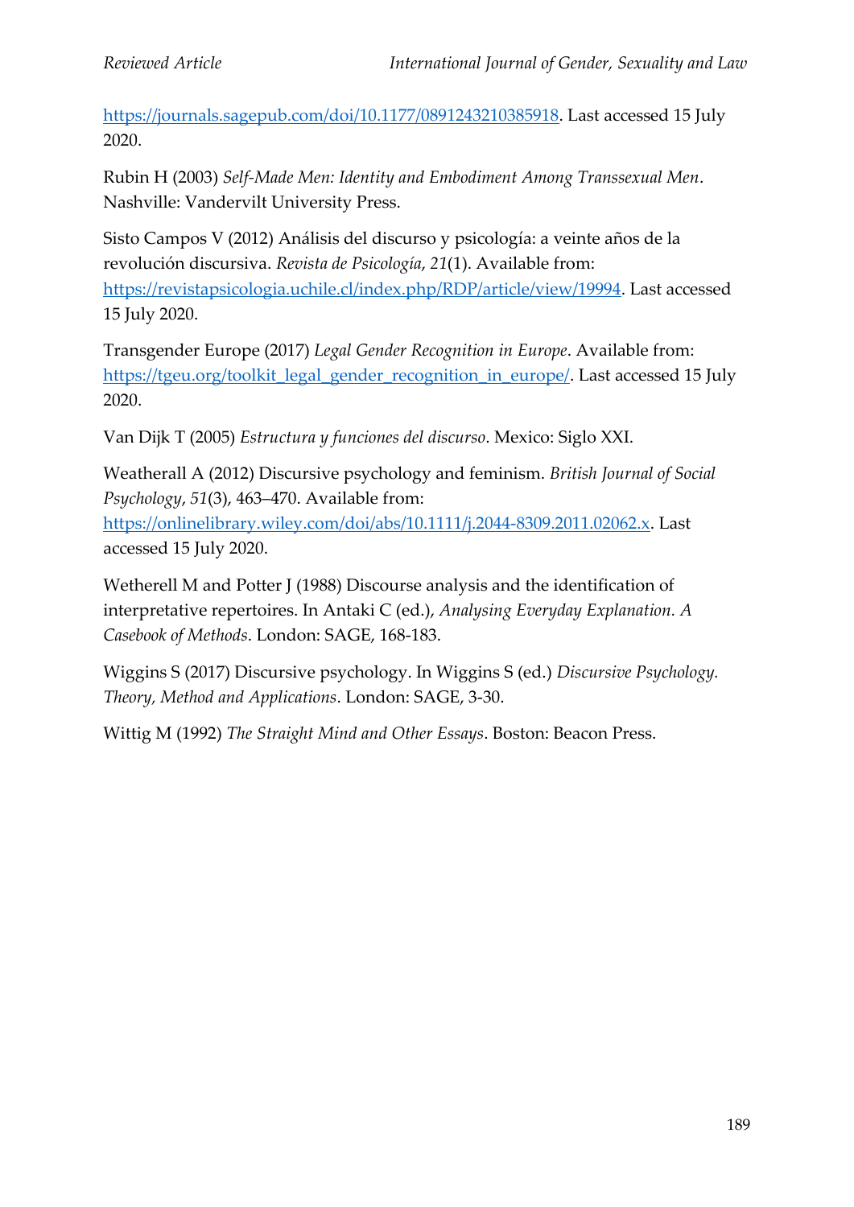https://journals.sagepub.com/doi/10.1177/0891243210385918. Last accessed 15 July 2020.

Rubin H (2003) *Self-Made Men: Identity and Embodiment Among Transsexual Men*. Nashville: Vandervilt University Press.

Sisto Campos V (2012) Análisis del discurso y psicología: a veinte años de la revolución discursiva. *Revista de Psicología*, *21*(1). Available from: https://revistapsicologia.uchile.cl/index.php/RDP/article/view/19994. Last accessed 15 July 2020.

Transgender Europe (2017) *Legal Gender Recognition in Europe*. Available from: https://tgeu.org/toolkit_legal_gender_recognition_in_europe/. Last accessed 15 July 2020.

Van Dijk T (2005) *Estructura y funciones del discurso*. Mexico: Siglo XXI.

Weatherall A (2012) Discursive psychology and feminism. *British Journal of Social Psychology*, *51*(3), 463–470. Available from: https://onlinelibrary.wiley.com/doi/abs/10.1111/j.2044-8309.2011.02062.x. Last accessed 15 July 2020.

Wetherell M and Potter J (1988) Discourse analysis and the identification of interpretative repertoires. In Antaki C (ed.), *Analysing Everyday Explanation. A Casebook of Methods*. London: SAGE, 168-183.

Wiggins S (2017) Discursive psychology. In Wiggins S (ed.) *Discursive Psychology. Theory, Method and Applications*. London: SAGE, 3-30.

Wittig M (1992) *The Straight Mind and Other Essays*. Boston: Beacon Press.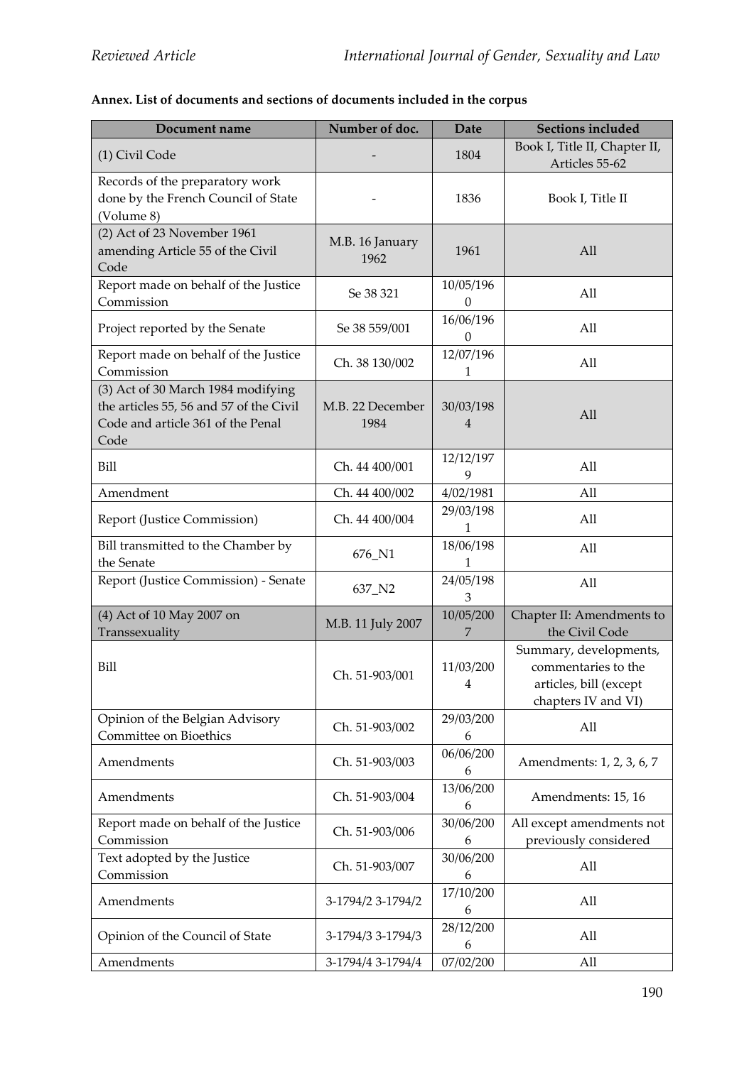**Annex. List of documents and sections of documents included in the corpus**

| Document name | Number of doc. | Date | Sections included |
|---|---|---|---|
| (1) Civil Code | - | 1804 | Book I, Title II, Chapter II, Articles 55-62 |
| Records of the preparatory work done by the French Council of State (Volume 8) | - | 1836 | Book I, Title II |
| (2) Act of 23 November 1961 amending Article 55 of the Civil Code | M.B. 16 January 1962 | 1961 | All |
| Report made on behalf of the Justice Commission | Se 38 321 | 10/05/1960 | All |
| Project reported by the Senate | Se 38 559/001 | 16/06/1960 | All |
| Report made on behalf of the Justice Commission | Ch. 38 130/002 | 12/07/1961 | All |
| (3) Act of 30 March 1984 modifying the articles 55, 56 and 57 of the Civil Code and article 361 of the Penal Code | M.B. 22 December 1984 | 30/03/1984 | All |
| Bill | Ch. 44 400/001 | 12/12/1979 | All |
| Amendment | Ch. 44 400/002 | 4/02/1981 | All |
| Report (Justice Commission) | Ch. 44 400/004 | 29/03/1981 | All |
| Bill transmitted to the Chamber by the Senate | 676_N1 | 18/06/1981 | All |
| Report (Justice Commission) - Senate | 637_N2 | 24/05/1983 | All |
| (4) Act of 10 May 2007 on Transsexuality | M.B. 11 July 2007 | 10/05/2007 | Chapter II: Amendments to the Civil Code |
| Bill | Ch. 51-903/001 | 11/03/2004 | Summary, developments, commentaries to the articles, bill (except chapters IV and VI) |
| Opinion of the Belgian Advisory Committee on Bioethics | Ch. 51-903/002 | 29/03/2006 | All |
| Amendments | Ch. 51-903/003 | 06/06/2006 | Amendments: 1, 2, 3, 6, 7 |
| Amendments | Ch. 51-903/004 | 13/06/2006 | Amendments: 15, 16 |
| Report made on behalf of the Justice Commission | Ch. 51-903/006 | 30/06/2006 | All except amendments not previously considered |
| Text adopted by the Justice Commission | Ch. 51-903/007 | 30/06/2006 | All |
| Amendments | 3-1794/2 3-1794/2 | 17/10/2006 | All |
| Opinion of the Council of State | 3-1794/3 3-1794/3 | 28/12/2006 | All |
| Amendments | 3-1794/4 3-1794/4 | 07/02/200 | All |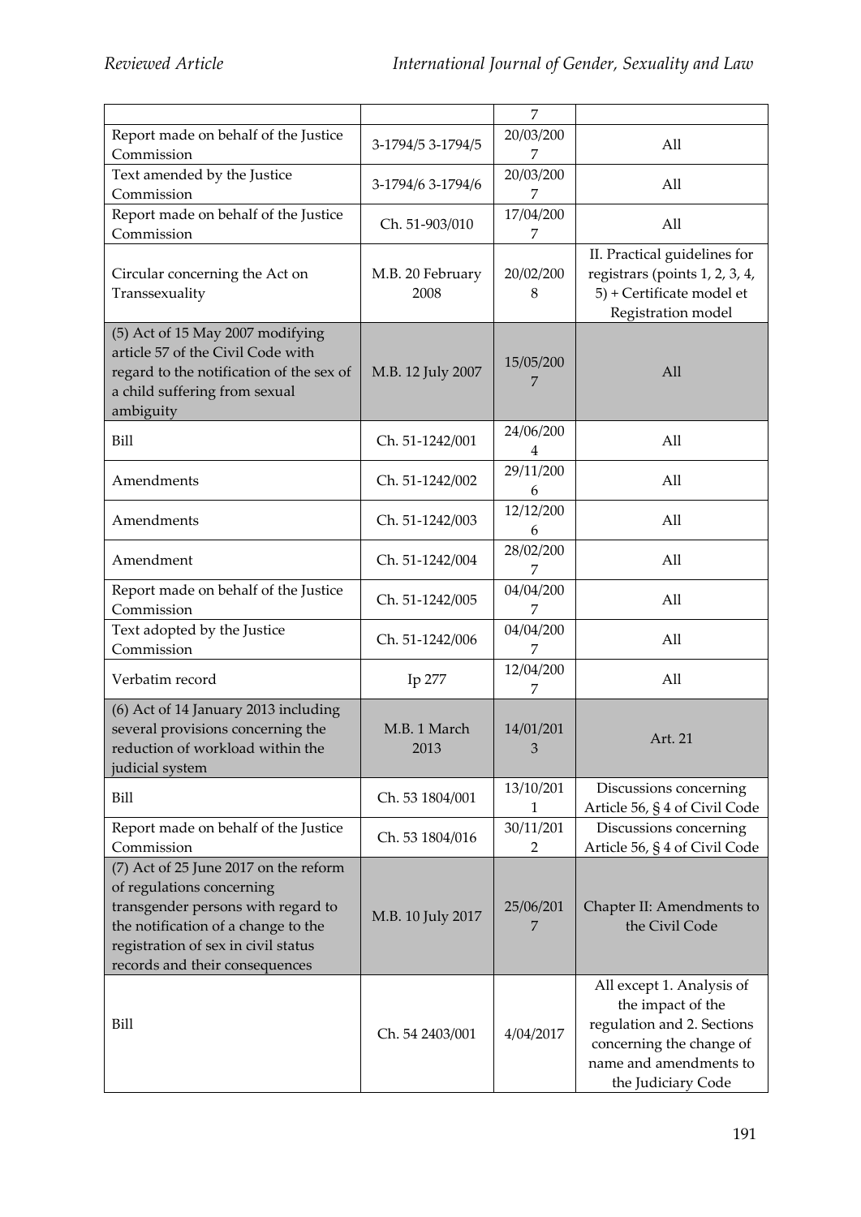| | | 7 | |
|---|---|---|---|
| Report made on behalf of the Justice Commission | 3-1794/5 3-1794/5 | 20/03/2007 | All |
| Text amended by the Justice Commission | 3-1794/6 3-1794/6 | 20/03/2007 | All |
| Report made on behalf of the Justice Commission | Ch. 51-903/010 | 17/04/2007 | All |
| Circular concerning the Act on Transsexuality | M.B. 20 February 2008 | 20/02/2008 | II. Practical guidelines for registrars (points 1, 2, 3, 4, 5) + Certificate model et Registration model |
| (5) Act of 15 May 2007 modifying article 57 of the Civil Code with regard to the notification of the sex of a child suffering from sexual ambiguity | M.B. 12 July 2007 | 15/05/2007 | All |
| Bill | Ch. 51-1242/001 | 24/06/2004 | All |
| Amendments | Ch. 51-1242/002 | 29/11/2006 | All |
| Amendments | Ch. 51-1242/003 | 12/12/2006 | All |
| Amendment | Ch. 51-1242/004 | 28/02/2007 | All |
| Report made on behalf of the Justice Commission | Ch. 51-1242/005 | 04/04/2007 | All |
| Text adopted by the Justice Commission | Ch. 51-1242/006 | 04/04/2007 | All |
| Verbatim record | Ip 277 | 12/04/2007 | All |
| (6) Act of 14 January 2013 including several provisions concerning the reduction of workload within the judicial system | M.B. 1 March 2013 | 14/01/2013 | Art. 21 |
| Bill | Ch. 53 1804/001 | 13/10/2011 | Discussions concerning Article 56, § 4 of Civil Code |
| Report made on behalf of the Justice Commission | Ch. 53 1804/016 | 30/11/2012 | Discussions concerning Article 56, § 4 of Civil Code |
| (7) Act of 25 June 2017 on the reform of regulations concerning transgender persons with regard to the notification of a change to the registration of sex in civil status records and their consequences | M.B. 10 July 2017 | 25/06/2017 | Chapter II: Amendments to the Civil Code |
| Bill | Ch. 54 2403/001 | 4/04/2017 | All except 1. Analysis of the impact of the regulation and 2. Sections concerning the change of name and amendments to the Judiciary Code |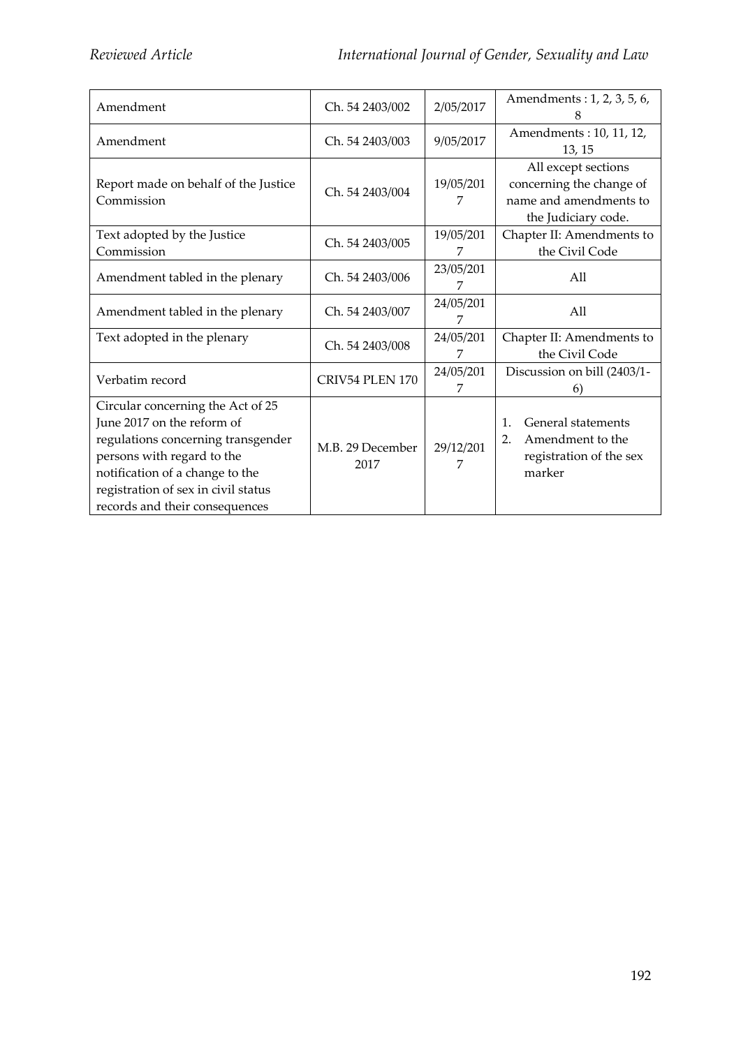| | | | |
|---|---|---|---|
| Amendment | Ch. 54 2403/002 | 2/05/2017 | Amendments : 1, 2, 3, 5, 6, 8 |
| Amendment | Ch. 54 2403/003 | 9/05/2017 | Amendments : 10, 11, 12, 13, 15 |
| Report made on behalf of the Justice Commission | Ch. 54 2403/004 | 19/05/2017 | All except sections concerning the change of name and amendments to the Judiciary code. |
| Text adopted by the Justice Commission | Ch. 54 2403/005 | 19/05/2017 | Chapter II: Amendments to the Civil Code |
| Amendment tabled in the plenary | Ch. 54 2403/006 | 23/05/2017 | All |
| Amendment tabled in the plenary | Ch. 54 2403/007 | 24/05/2017 | All |
| Text adopted in the plenary | Ch. 54 2403/008 | 24/05/2017 | Chapter II: Amendments to the Civil Code |
| Verbatim record | CRIV54 PLEN 170 | 24/05/2017 | Discussion on bill (2403/1-6) |
| Circular concerning the Act of 25 June 2017 on the reform of regulations concerning transgender persons with regard to the notification of a change to the registration of sex in civil status records and their consequences | M.B. 29 December 2017 | 29/12/2017 | 1. General statements<br>2. Amendment to the registration of the sex marker |